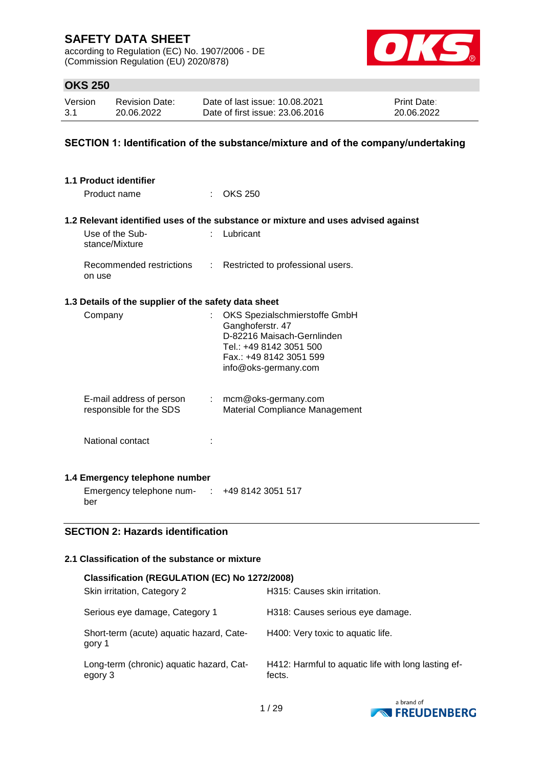# SAFETY DATA SHEET

according to Regulation (EC) No. 1907/2006 - DE
(Commission Regulation (EU) 2020/878)

## OKS 250

| Version | Revision Date: | Date of last issue: 10.08.2021 | Print Date: |
|---|---|---|---|
| 3.1 | 20.06.2022 | Date of first issue: 23.06.2016 | 20.06.2022 |

## SECTION 1: Identification of the substance/mixture and of the company/undertaking

### 1.1 Product identifier

Product name : OKS 250

### 1.2 Relevant identified uses of the substance or mixture and uses advised against

Use of the Substance/Mixture : Lubricant

Recommended restrictions on use : Restricted to professional users.

### 1.3 Details of the supplier of the safety data sheet

Company : OKS Spezialschmierstoffe GmbH
Ganghoferstr. 47
D-82216 Maisach-Gernlinden
Tel.: +49 8142 3051 500
Fax.: +49 8142 3051 599
info@oks-germany.com

E-mail address of person responsible for the SDS : mcm@oks-germany.com
Material Compliance Management

National contact :

### 1.4 Emergency telephone number

Emergency telephone number : +49 8142 3051 517

## SECTION 2: Hazards identification

### 2.1 Classification of the substance or mixture

**Classification (REGULATION (EC) No 1272/2008)**

| | |
|---|---|
| Skin irritation, Category 2 | H315: Causes skin irritation. |
| Serious eye damage, Category 1 | H318: Causes serious eye damage. |
| Short-term (acute) aquatic hazard, Category 1 | H400: Very toxic to aquatic life. |
| Long-term (chronic) aquatic hazard, Category 3 | H412: Harmful to aquatic life with long lasting effects. |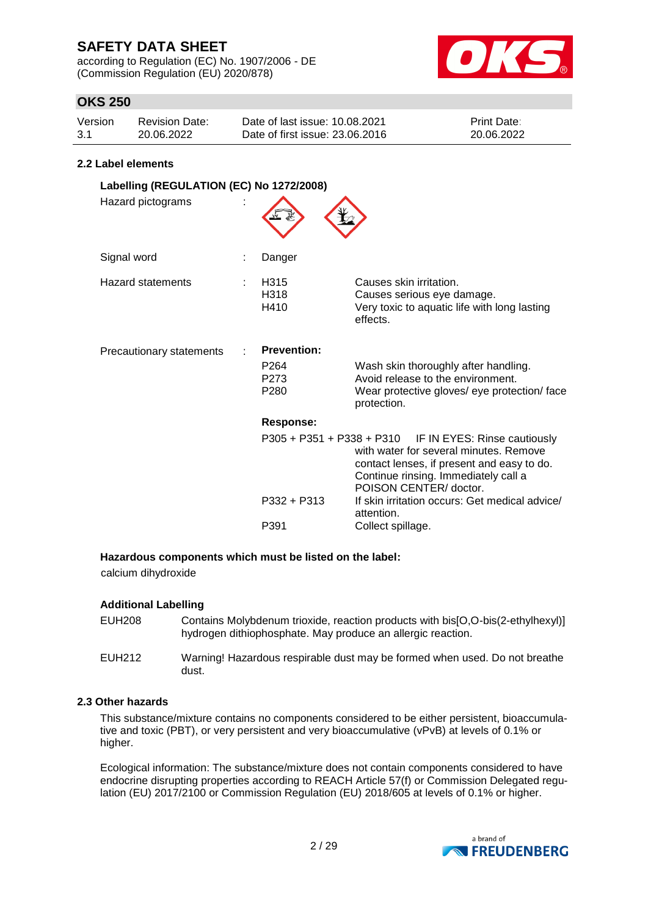### 2.2 Label elements

**Labelling (REGULATION (EC) No 1272/2008)**

| | | | |
|---|---|---|---|
| Hazard pictograms | : | | |
| Signal word | : | Danger | |
| Hazard statements | : | H315 | Causes skin irritation. |
| | | H318 | Causes serious eye damage. |
| | | H410 | Very toxic to aquatic life with long lasting effects. |
| Precautionary statements | : | **Prevention:** | |
| | | P264 | Wash skin thoroughly after handling. |
| | | P273 | Avoid release to the environment. |
| | | P280 | Wear protective gloves/ eye protection/ face protection. |
| | | **Response:** | |
| | | P305 + P351 + P338 + P310 | IF IN EYES: Rinse cautiously with water for several minutes. Remove contact lenses, if present and easy to do. Continue rinsing. Immediately call a POISON CENTER/ doctor. |
| | | P332 + P313 | If skin irritation occurs: Get medical advice/ attention. |
| | | P391 | Collect spillage. |

**Hazardous components which must be listed on the label:**

calcium dihydroxide

**Additional Labelling**

| | |
|---|---|
| EUH208 | Contains Molybdenum trioxide, reaction products with bis[O,O-bis(2-ethylhexyl)] hydrogen dithiophosphate. May produce an allergic reaction. |
| EUH212 | Warning! Hazardous respirable dust may be formed when used. Do not breathe dust. |

### 2.3 Other hazards

This substance/mixture contains no components considered to be either persistent, bioaccumulative and toxic (PBT), or very persistent and very bioaccumulative (vPvB) at levels of 0.1% or higher.

Ecological information: The substance/mixture does not contain components considered to have endocrine disrupting properties according to REACH Article 57(f) or Commission Delegated regulation (EU) 2017/2100 or Commission Regulation (EU) 2018/605 at levels of 0.1% or higher.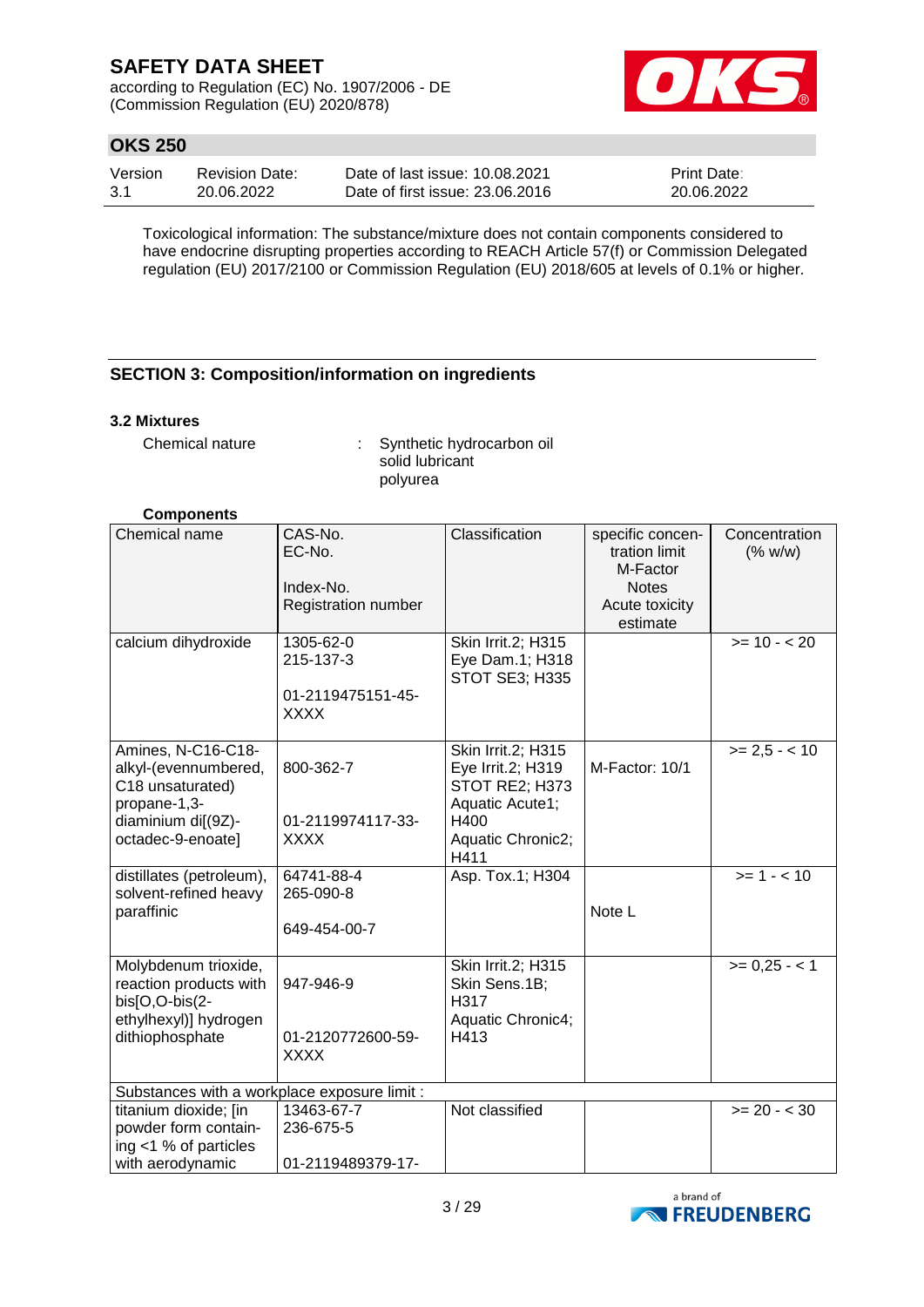Toxicological information: The substance/mixture does not contain components considered to have endocrine disrupting properties according to REACH Article 57(f) or Commission Delegated regulation (EU) 2017/2100 or Commission Regulation (EU) 2018/605 at levels of 0.1% or higher.

## SECTION 3: Composition/information on ingredients

### 3.2 Mixtures

Chemical nature : Synthetic hydrocarbon oil
solid lubricant
polyurea

**Components**

| Chemical name | CAS-No.<br>EC-No.<br><br>Index-No.<br>Registration number | Classification | specific concentration limit<br>M-Factor<br>Notes<br>Acute toxicity estimate | Concentration (% w/w) |
|---|---|---|---|---|
| calcium dihydroxide | 1305-62-0<br>215-137-3<br><br>01-2119475151-45-XXXX | Skin Irrit.2; H315<br>Eye Dam.1; H318<br>STOT SE3; H335 | | >= 10 - < 20 |
| Amines, N-C16-C18-alkyl-(evennumbered, C18 unsaturated) propane-1,3-diaminium di[(9Z)-octadec-9-enoate] | 800-362-7<br><br>01-2119974117-33-XXXX | Skin Irrit.2; H315<br>Eye Irrit.2; H319<br>STOT RE2; H373<br>Aquatic Acute1; H400<br>Aquatic Chronic2; H411 | M-Factor: 10/1 | >= 2,5 - < 10 |
| distillates (petroleum), solvent-refined heavy paraffinic | 64741-88-4<br>265-090-8<br><br>649-454-00-7 | Asp. Tox.1; H304 | Note L | >= 1 - < 10 |
| Molybdenum trioxide, reaction products with bis[O,O-bis(2-ethylhexyl)] hydrogen dithiophosphate | 947-946-9<br><br>01-2120772600-59-XXXX | Skin Irrit.2; H315<br>Skin Sens.1B; H317<br>Aquatic Chronic4; H413 | | >= 0,25 - < 1 |
| Substances with a workplace exposure limit : | | | | |
| titanium dioxide; [in powder form containing <1 % of particles with aerodynamic | 13463-67-7<br>236-675-5<br><br>01-2119489379-17- | Not classified | | >= 20 - < 30 |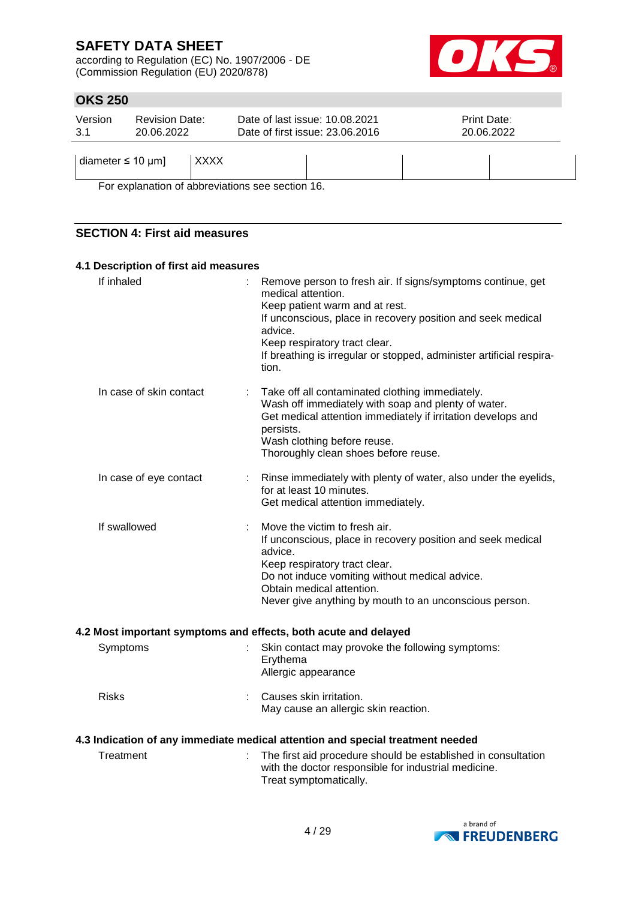| diameter ≤ 10 µm] | XXXX | | | |
|---|---|---|---|---|

For explanation of abbreviations see section 16.

## SECTION 4: First aid measures

### 4.1 Description of first aid measures

**If inhaled** : Remove person to fresh air. If signs/symptoms continue, get medical attention.
Keep patient warm and at rest.
If unconscious, place in recovery position and seek medical advice.
Keep respiratory tract clear.
If breathing is irregular or stopped, administer artificial respiration.

**In case of skin contact** : Take off all contaminated clothing immediately.
Wash off immediately with soap and plenty of water.
Get medical attention immediately if irritation develops and persists.
Wash clothing before reuse.
Thoroughly clean shoes before reuse.

**In case of eye contact** : Rinse immediately with plenty of water, also under the eyelids, for at least 10 minutes.
Get medical attention immediately.

**If swallowed** : Move the victim to fresh air.
If unconscious, place in recovery position and seek medical advice.
Keep respiratory tract clear.
Do not induce vomiting without medical advice.
Obtain medical attention.
Never give anything by mouth to an unconscious person.

### 4.2 Most important symptoms and effects, both acute and delayed

**Symptoms** : Skin contact may provoke the following symptoms:
Erythema
Allergic appearance

**Risks** : Causes skin irritation.
May cause an allergic skin reaction.

### 4.3 Indication of any immediate medical attention and special treatment needed

**Treatment** : The first aid procedure should be established in consultation with the doctor responsible for industrial medicine.
Treat symptomatically.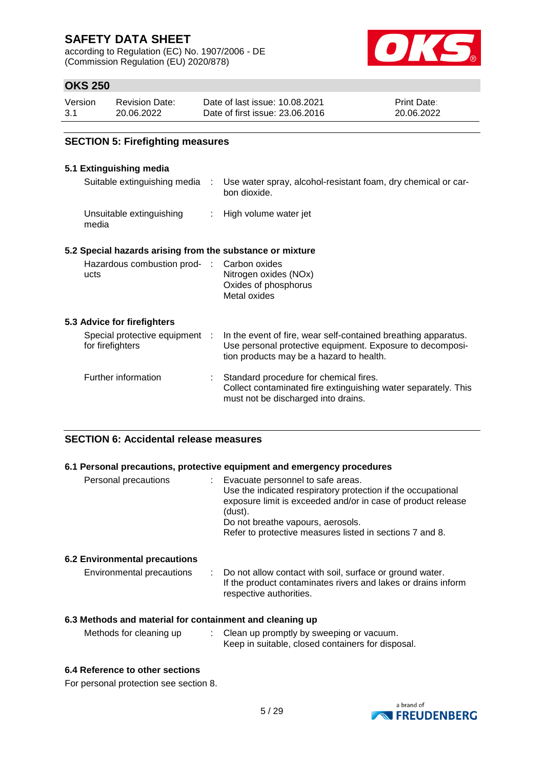## SECTION 5: Firefighting measures

### 5.1 Extinguishing media

| | | |
|---|---|---|
| Suitable extinguishing media | : | Use water spray, alcohol-resistant foam, dry chemical or carbon dioxide. |
| Unsuitable extinguishing media | : | High volume water jet |

### 5.2 Special hazards arising from the substance or mixture

| | | |
|---|---|---|
| Hazardous combustion products | : | Carbon oxides<br>Nitrogen oxides (NOx)<br>Oxides of phosphorus<br>Metal oxides |

### 5.3 Advice for firefighters

| | | |
|---|---|---|
| Special protective equipment for firefighters | : | In the event of fire, wear self-contained breathing apparatus. Use personal protective equipment. Exposure to decomposition products may be a hazard to health. |
| Further information | : | Standard procedure for chemical fires.<br>Collect contaminated fire extinguishing water separately. This must not be discharged into drains. |

## SECTION 6: Accidental release measures

### 6.1 Personal precautions, protective equipment and emergency procedures

| | | |
|---|---|---|
| Personal precautions | : | Evacuate personnel to safe areas.<br>Use the indicated respiratory protection if the occupational exposure limit is exceeded and/or in case of product release (dust).<br>Do not breathe vapours, aerosols.<br>Refer to protective measures listed in sections 7 and 8. |

### 6.2 Environmental precautions

| | | |
|---|---|---|
| Environmental precautions | : | Do not allow contact with soil, surface or ground water.<br>If the product contaminates rivers and lakes or drains inform respective authorities. |

### 6.3 Methods and material for containment and cleaning up

| | | |
|---|---|---|
| Methods for cleaning up | : | Clean up promptly by sweeping or vacuum.<br>Keep in suitable, closed containers for disposal. |

### 6.4 Reference to other sections

For personal protection see section 8.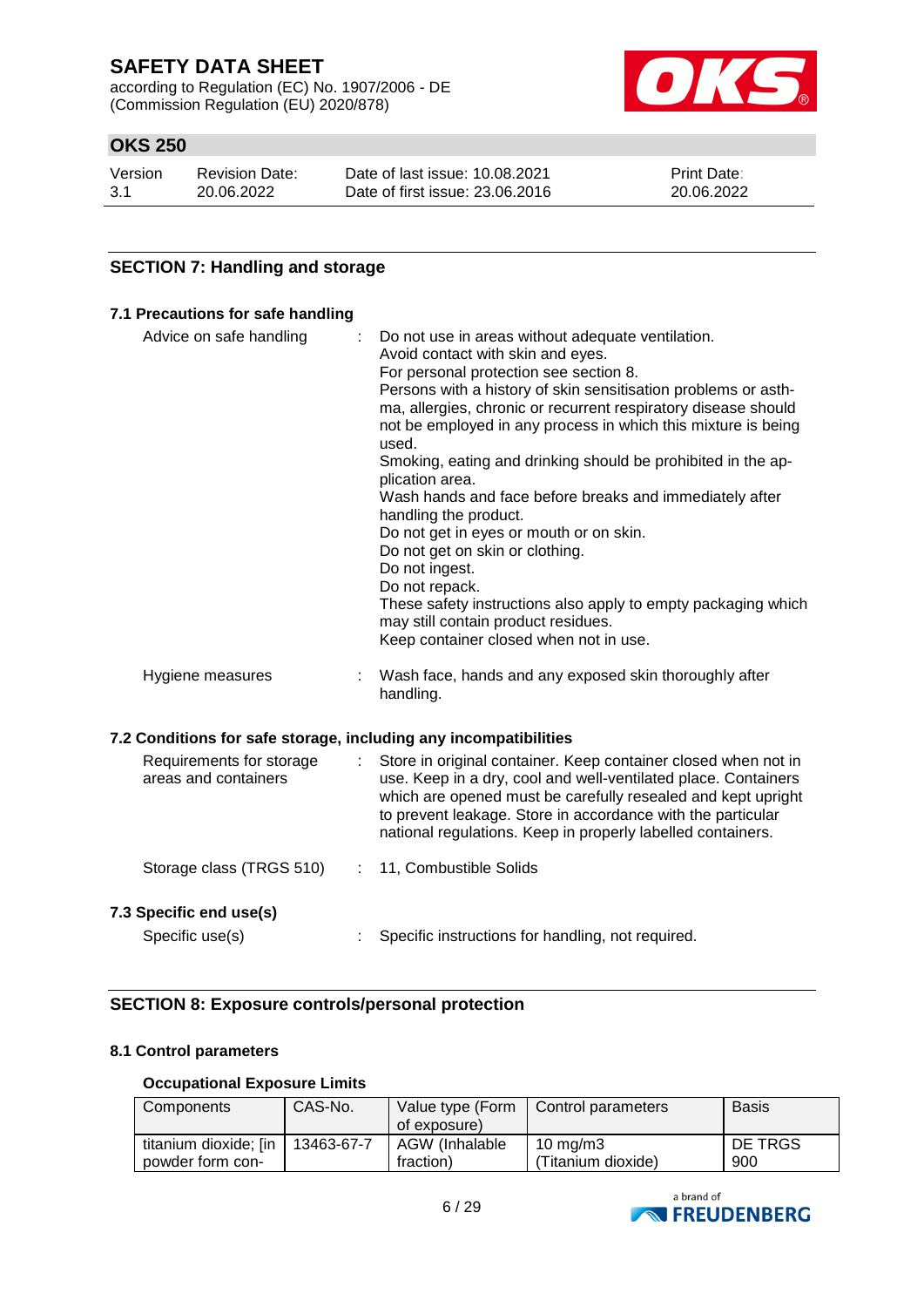## SECTION 7: Handling and storage

### 7.1 Precautions for safe handling

Advice on safe handling : Do not use in areas without adequate ventilation.
Avoid contact with skin and eyes.
For personal protection see section 8.
Persons with a history of skin sensitisation problems or asthma, allergies, chronic or recurrent respiratory disease should not be employed in any process in which this mixture is being used.
Smoking, eating and drinking should be prohibited in the application area.
Wash hands and face before breaks and immediately after handling the product.
Do not get in eyes or mouth or on skin.
Do not get on skin or clothing.
Do not ingest.
Do not repack.
These safety instructions also apply to empty packaging which may still contain product residues.
Keep container closed when not in use.

Hygiene measures : Wash face, hands and any exposed skin thoroughly after handling.

### 7.2 Conditions for safe storage, including any incompatibilities

Requirements for storage areas and containers : Store in original container. Keep container closed when not in use. Keep in a dry, cool and well-ventilated place. Containers which are opened must be carefully resealed and kept upright to prevent leakage. Store in accordance with the particular national regulations. Keep in properly labelled containers.

Storage class (TRGS 510) : 11, Combustible Solids

### 7.3 Specific end use(s)

Specific use(s) : Specific instructions for handling, not required.

## SECTION 8: Exposure controls/personal protection

### 8.1 Control parameters

**Occupational Exposure Limits**

| Components | CAS-No. | Value type (Form of exposure) | Control parameters | Basis |
|---|---|---|---|---|
| titanium dioxide; [in powder form con- | 13463-67-7 | AGW (Inhalable fraction) | 10 mg/m3 (Titanium dioxide) | DE TRGS 900 |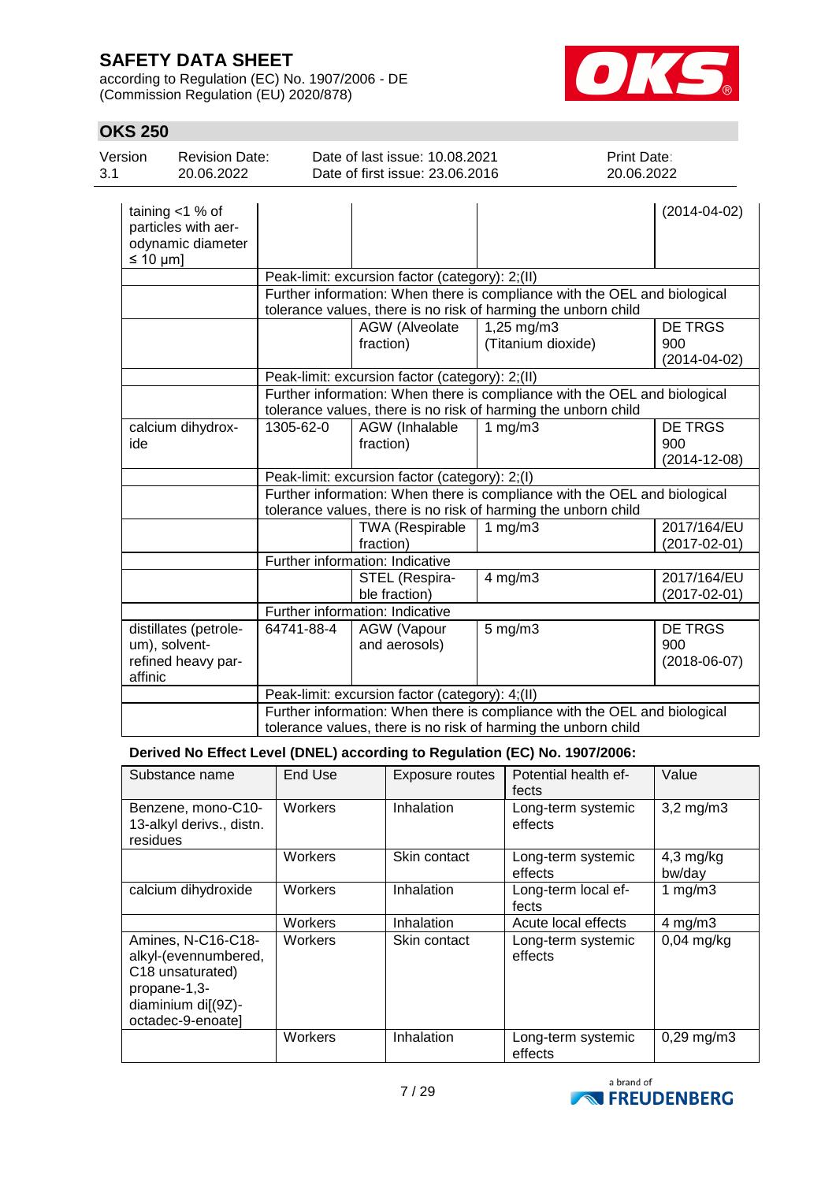| | | | | |
|---|---|---|---|---|
| taining <1 % of particles with aerodynamic diameter ≤ 10 µm] | | | | (2014-04-02) |
| | Peak-limit: excursion factor (category): 2;(II) | | | |
| | Further information: When there is compliance with the OEL and biological tolerance values, there is no risk of harming the unborn child | | | |
| | | AGW (Alveolate fraction) | 1,25 mg/m3 (Titanium dioxide) | DE TRGS 900 (2014-04-02) |
| | Peak-limit: excursion factor (category): 2;(II) | | | |
| | Further information: When there is compliance with the OEL and biological tolerance values, there is no risk of harming the unborn child | | | |
| calcium dihydroxide | 1305-62-0 | AGW (Inhalable fraction) | 1 mg/m3 | DE TRGS 900 (2014-12-08) |
| | Peak-limit: excursion factor (category): 2;(I) | | | |
| | Further information: When there is compliance with the OEL and biological tolerance values, there is no risk of harming the unborn child | | | |
| | | TWA (Respirable fraction) | 1 mg/m3 | 2017/164/EU (2017-02-01) |
| | Further information: Indicative | | | |
| | | STEL (Respirable fraction) | 4 mg/m3 | 2017/164/EU (2017-02-01) |
| | Further information: Indicative | | | |
| distillates (petroleum), solvent-refined heavy paraffinic | 64741-88-4 | AGW (Vapour and aerosols) | 5 mg/m3 | DE TRGS 900 (2018-06-07) |
| | Peak-limit: excursion factor (category): 4;(II) | | | |
| | Further information: When there is compliance with the OEL and biological tolerance values, there is no risk of harming the unborn child | | | |

**Derived No Effect Level (DNEL) according to Regulation (EC) No. 1907/2006:**

| Substance name | End Use | Exposure routes | Potential health effects | Value |
|---|---|---|---|---|
| Benzene, mono-C10-13-alkyl derivs., distn. residues | Workers | Inhalation | Long-term systemic effects | 3,2 mg/m3 |
| | Workers | Skin contact | Long-term systemic effects | 4,3 mg/kg bw/day |
| calcium dihydroxide | Workers | Inhalation | Long-term local effects | 1 mg/m3 |
| | Workers | Inhalation | Acute local effects | 4 mg/m3 |
| Amines, N-C16-C18-alkyl-(evennumbered, C18 unsaturated) propane-1,3-diaminium di[(9Z)-octadec-9-enoate] | Workers | Skin contact | Long-term systemic effects | 0,04 mg/kg |
| | Workers | Inhalation | Long-term systemic effects | 0,29 mg/m3 |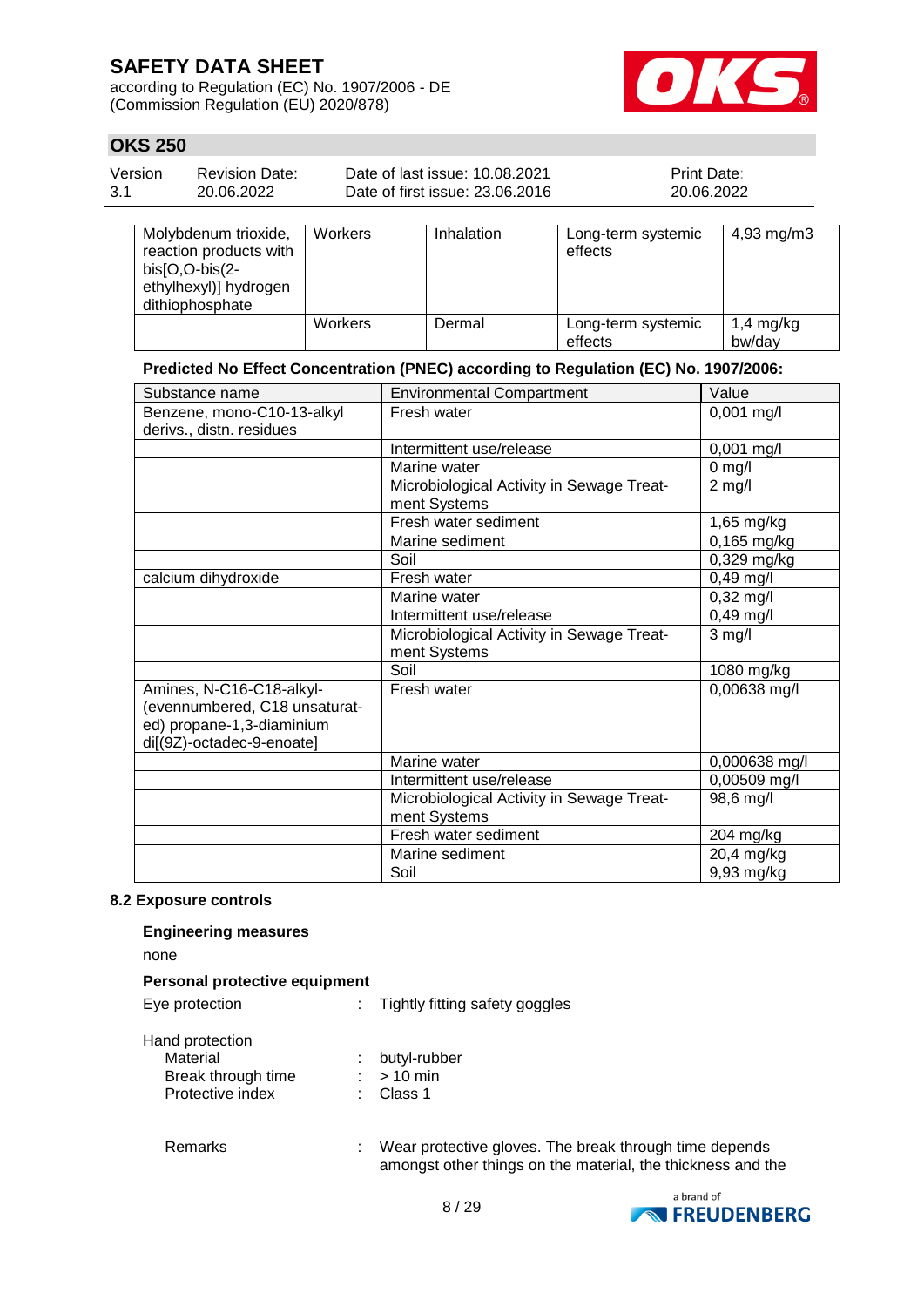| Molybdenum trioxide, reaction products with bis[O,O-bis(2-ethylhexyl)] hydrogen dithiophosphate | Workers | Inhalation | Long-term systemic effects | 4,93 mg/m3 |
|---|---|---|---|---|
| | Workers | Dermal | Long-term systemic effects | 1,4 mg/kg bw/day |

**Predicted No Effect Concentration (PNEC) according to Regulation (EC) No. 1907/2006:**

| Substance name | Environmental Compartment | Value |
|---|---|---|
| Benzene, mono-C10-13-alkyl derivs., distn. residues | Fresh water | 0,001 mg/l |
| | Intermittent use/release | 0,001 mg/l |
| | Marine water | 0 mg/l |
| | Microbiological Activity in Sewage Treatment Systems | 2 mg/l |
| | Fresh water sediment | 1,65 mg/kg |
| | Marine sediment | 0,165 mg/kg |
| | Soil | 0,329 mg/kg |
| calcium dihydroxide | Fresh water | 0,49 mg/l |
| | Marine water | 0,32 mg/l |
| | Intermittent use/release | 0,49 mg/l |
| | Microbiological Activity in Sewage Treatment Systems | 3 mg/l |
| | Soil | 1080 mg/kg |
| Amines, N-C16-C18-alkyl- (evennumbered, C18 unsaturated) propane-1,3-diaminium di[(9Z)-octadec-9-enoate] | Fresh water | 0,00638 mg/l |
| | Marine water | 0,000638 mg/l |
| | Intermittent use/release | 0,00509 mg/l |
| | Microbiological Activity in Sewage Treatment Systems | 98,6 mg/l |
| | Fresh water sediment | 204 mg/kg |
| | Marine sediment | 20,4 mg/kg |
| | Soil | 9,93 mg/kg |

**8.2 Exposure controls**

**Engineering measures**

none

**Personal protective equipment**

Eye protection : Tightly fitting safety goggles

Hand protection
- Material : butyl-rubber
- Break through time : > 10 min
- Protective index : Class 1

Remarks : Wear protective gloves. The break through time depends amongst other things on the material, the thickness and the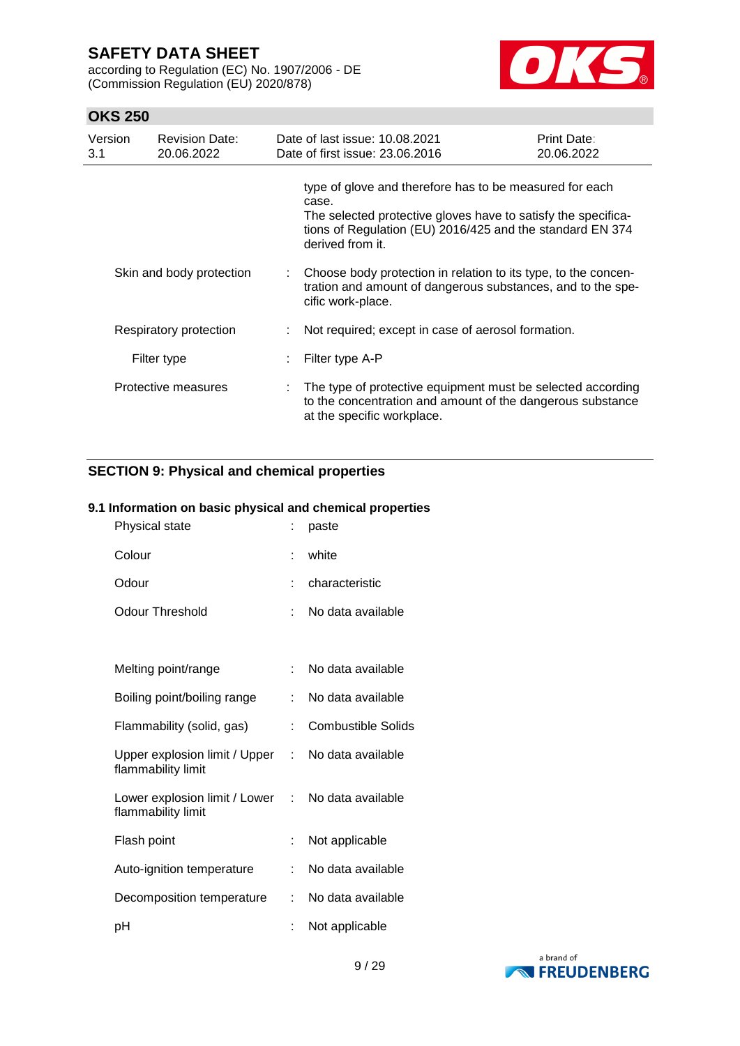type of glove and therefore has to be measured for each case.
The selected protective gloves have to satisfy the specifications of Regulation (EU) 2016/425 and the standard EN 374 derived from it.

| | | |
|---|---|---|
| Skin and body protection | : | Choose body protection in relation to its type, to the concentration and amount of dangerous substances, and to the specific work-place. |
| Respiratory protection | : | Not required; except in case of aerosol formation. |
| Filter type | : | Filter type A-P |
| Protective measures | : | The type of protective equipment must be selected according to the concentration and amount of the dangerous substance at the specific workplace. |

## SECTION 9: Physical and chemical properties

### 9.1 Information on basic physical and chemical properties

| | | |
|---|---|---|
| Physical state | : | paste |
| Colour | : | white |
| Odour | : | characteristic |
| Odour Threshold | : | No data available |
| Melting point/range | : | No data available |
| Boiling point/boiling range | : | No data available |
| Flammability (solid, gas) | : | Combustible Solids |
| Upper explosion limit / Upper flammability limit | : | No data available |
| Lower explosion limit / Lower flammability limit | : | No data available |
| Flash point | : | Not applicable |
| Auto-ignition temperature | : | No data available |
| Decomposition temperature | : | No data available |
| pH | : | Not applicable |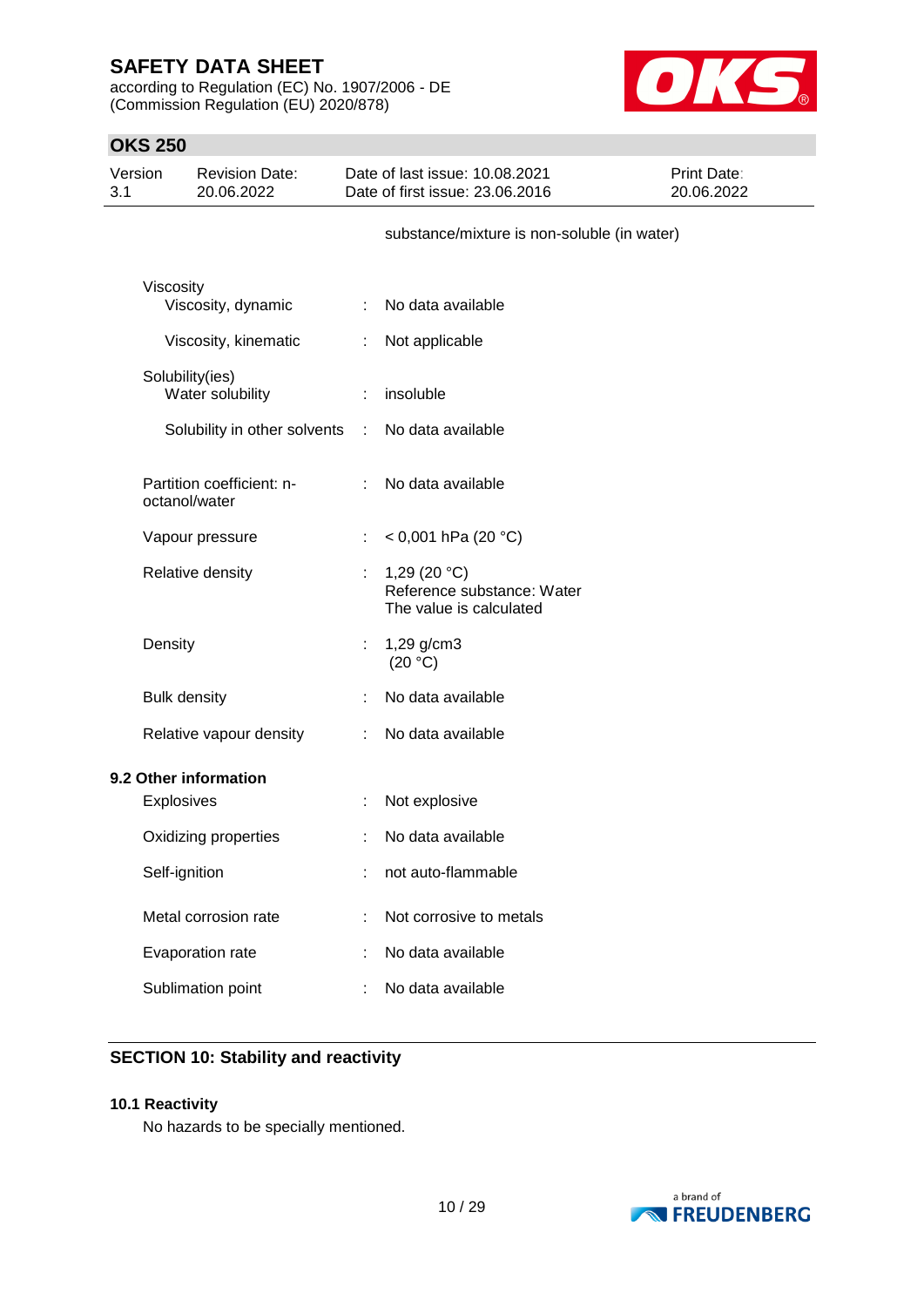substance/mixture is non-soluble (in water)

| | | |
|---|---|---|
| Viscosity | | |
| Viscosity, dynamic | : | No data available |
| Viscosity, kinematic | : | Not applicable |
| Solubility(ies) | | |
| Water solubility | : | insoluble |
| Solubility in other solvents | : | No data available |
| Partition coefficient: n-octanol/water | : | No data available |
| Vapour pressure | : | < 0,001 hPa (20 °C) |
| Relative density | : | 1,29 (20 °C)<br>Reference substance: Water<br>The value is calculated |
| Density | : | 1,29 g/cm3<br>(20 °C) |
| Bulk density | : | No data available |
| Relative vapour density | : | No data available |

**9.2 Other information**

| | | |
|---|---|---|
| Explosives | : | Not explosive |
| Oxidizing properties | : | No data available |
| Self-ignition | : | not auto-flammable |
| Metal corrosion rate | : | Not corrosive to metals |
| Evaporation rate | : | No data available |
| Sublimation point | : | No data available |

## SECTION 10: Stability and reactivity

### 10.1 Reactivity

No hazards to be specially mentioned.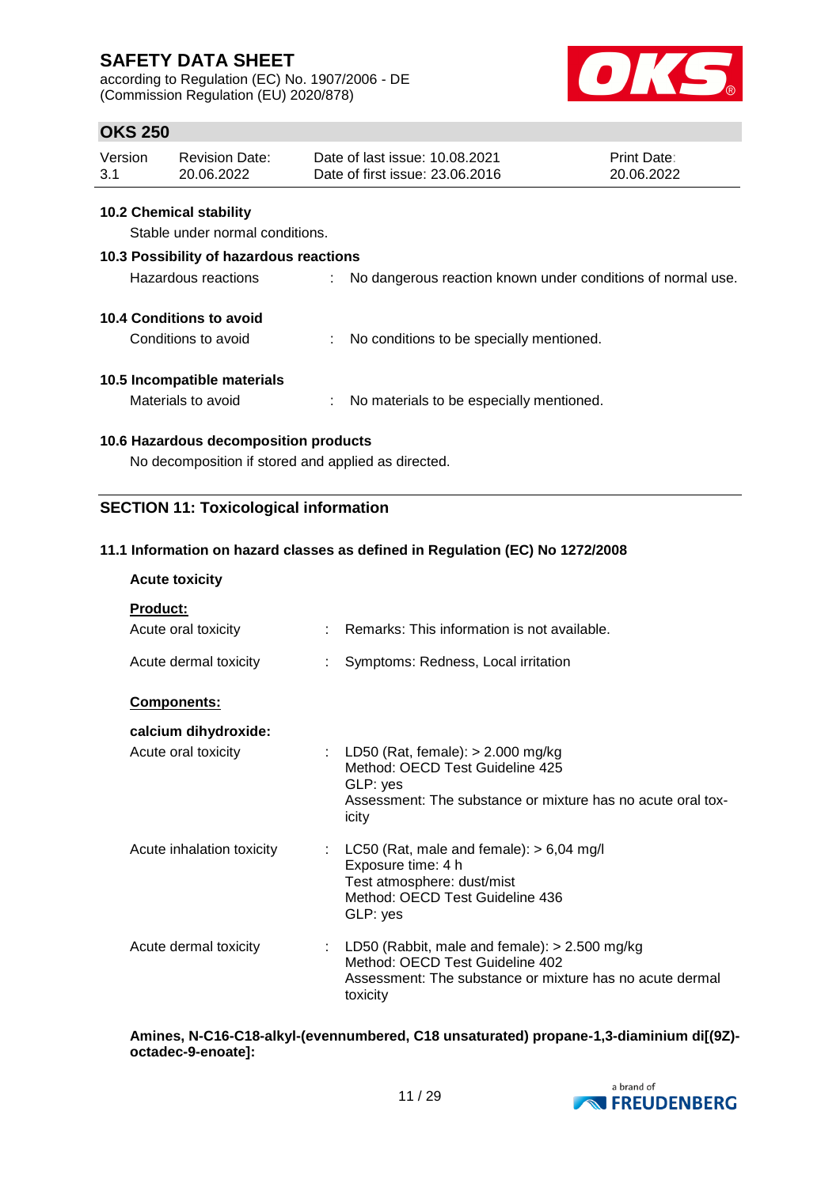### 10.2 Chemical stability

Stable under normal conditions.

### 10.3 Possibility of hazardous reactions

Hazardous reactions : No dangerous reaction known under conditions of normal use.

### 10.4 Conditions to avoid

Conditions to avoid : No conditions to be specially mentioned.

### 10.5 Incompatible materials

Materials to avoid : No materials to be especially mentioned.

### 10.6 Hazardous decomposition products

No decomposition if stored and applied as directed.

## SECTION 11: Toxicological information

### 11.1 Information on hazard classes as defined in Regulation (EC) No 1272/2008

**Acute toxicity**

**Product:**

Acute oral toxicity : Remarks: This information is not available.

Acute dermal toxicity : Symptoms: Redness, Local irritation

**Components:**

**calcium dihydroxide:**

Acute oral toxicity : LD50 (Rat, female): > 2.000 mg/kg
Method: OECD Test Guideline 425
GLP: yes
Assessment: The substance or mixture has no acute oral toxicity

Acute inhalation toxicity : LC50 (Rat, male and female): > 6,04 mg/l
Exposure time: 4 h
Test atmosphere: dust/mist
Method: OECD Test Guideline 436
GLP: yes

Acute dermal toxicity : LD50 (Rabbit, male and female): > 2.500 mg/kg
Method: OECD Test Guideline 402
Assessment: The substance or mixture has no acute dermal toxicity

**Amines, N-C16-C18-alkyl-(evennumbered, C18 unsaturated) propane-1,3-diaminium di[(9Z)-octadec-9-enoate]:**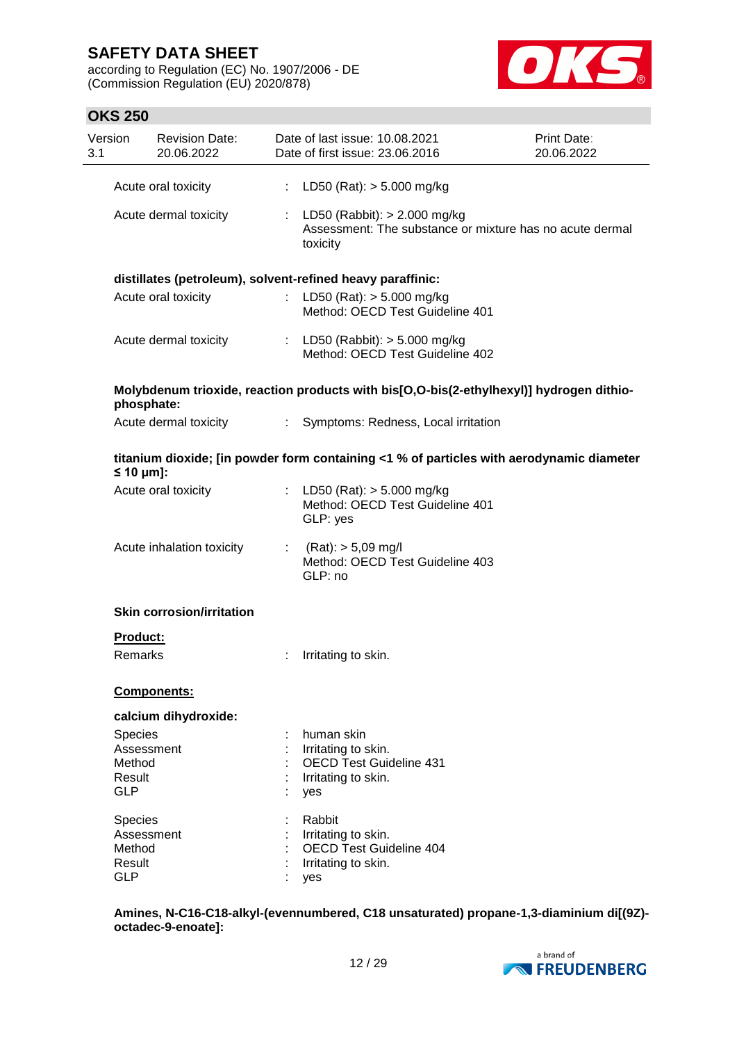Acute oral toxicity : LD50 (Rat): > 5.000 mg/kg

Acute dermal toxicity : LD50 (Rabbit): > 2.000 mg/kg
Assessment: The substance or mixture has no acute dermal toxicity

**distillates (petroleum), solvent-refined heavy paraffinic:**

Acute oral toxicity : LD50 (Rat): > 5.000 mg/kg
Method: OECD Test Guideline 401

Acute dermal toxicity : LD50 (Rabbit): > 5.000 mg/kg
Method: OECD Test Guideline 402

**Molybdenum trioxide, reaction products with bis[O,O-bis(2-ethylhexyl)] hydrogen dithiophosphate:**

Acute dermal toxicity : Symptoms: Redness, Local irritation

**titanium dioxide; [in powder form containing <1 % of particles with aerodynamic diameter ≤ 10 μm]:**

Acute oral toxicity : LD50 (Rat): > 5.000 mg/kg
Method: OECD Test Guideline 401
GLP: yes

Acute inhalation toxicity : (Rat): > 5,09 mg/l
Method: OECD Test Guideline 403
GLP: no

**Skin corrosion/irritation**

**Product:**

Remarks : Irritating to skin.

**Components:**

**calcium dihydroxide:**

Species : human skin
Assessment : Irritating to skin.
Method : OECD Test Guideline 431
Result : Irritating to skin.
GLP : yes

Species : Rabbit
Assessment : Irritating to skin.
Method : OECD Test Guideline 404
Result : Irritating to skin.
GLP : yes

**Amines, N-C16-C18-alkyl-(evennumbered, C18 unsaturated) propane-1,3-diaminium di[(9Z)-octadec-9-enoate]:**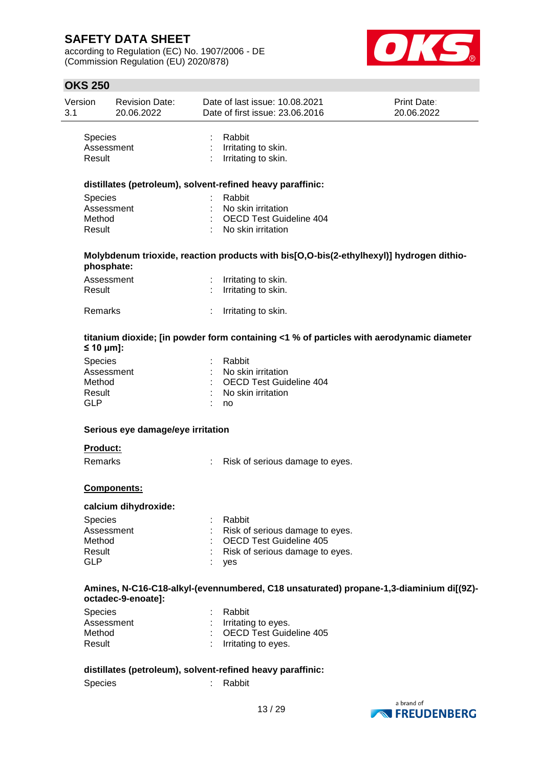| | | |
|---|---|---|
| Species | : | Rabbit |
| Assessment | : | Irritating to skin. |
| Result | : | Irritating to skin. |

**distillates (petroleum), solvent-refined heavy paraffinic:**

| | | |
|---|---|---|
| Species | : | Rabbit |
| Assessment | : | No skin irritation |
| Method | : | OECD Test Guideline 404 |
| Result | : | No skin irritation |

**Molybdenum trioxide, reaction products with bis[O,O-bis(2-ethylhexyl)] hydrogen dithiophosphate:**

| | | |
|---|---|---|
| Assessment | : | Irritating to skin. |
| Result | : | Irritating to skin. |
| Remarks | : | Irritating to skin. |

**titanium dioxide; [in powder form containing <1 % of particles with aerodynamic diameter ≤ 10 μm]:**

| | | |
|---|---|---|
| Species | : | Rabbit |
| Assessment | : | No skin irritation |
| Method | : | OECD Test Guideline 404 |
| Result | : | No skin irritation |
| GLP | : | no |

**Serious eye damage/eye irritation**

**Product:**

| | | |
|---|---|---|
| Remarks | : | Risk of serious damage to eyes. |

**Components:**

**calcium dihydroxide:**

| | | |
|---|---|---|
| Species | : | Rabbit |
| Assessment | : | Risk of serious damage to eyes. |
| Method | : | OECD Test Guideline 405 |
| Result | : | Risk of serious damage to eyes. |
| GLP | : | yes |

**Amines, N-C16-C18-alkyl-(evennumbered, C18 unsaturated) propane-1,3-diaminium di[(9Z)-octadec-9-enoate]:**

| | | |
|---|---|---|
| Species | : | Rabbit |
| Assessment | : | Irritating to eyes. |
| Method | : | OECD Test Guideline 405 |
| Result | : | Irritating to eyes. |

**distillates (petroleum), solvent-refined heavy paraffinic:**

| | | |
|---|---|---|
| Species | : | Rabbit |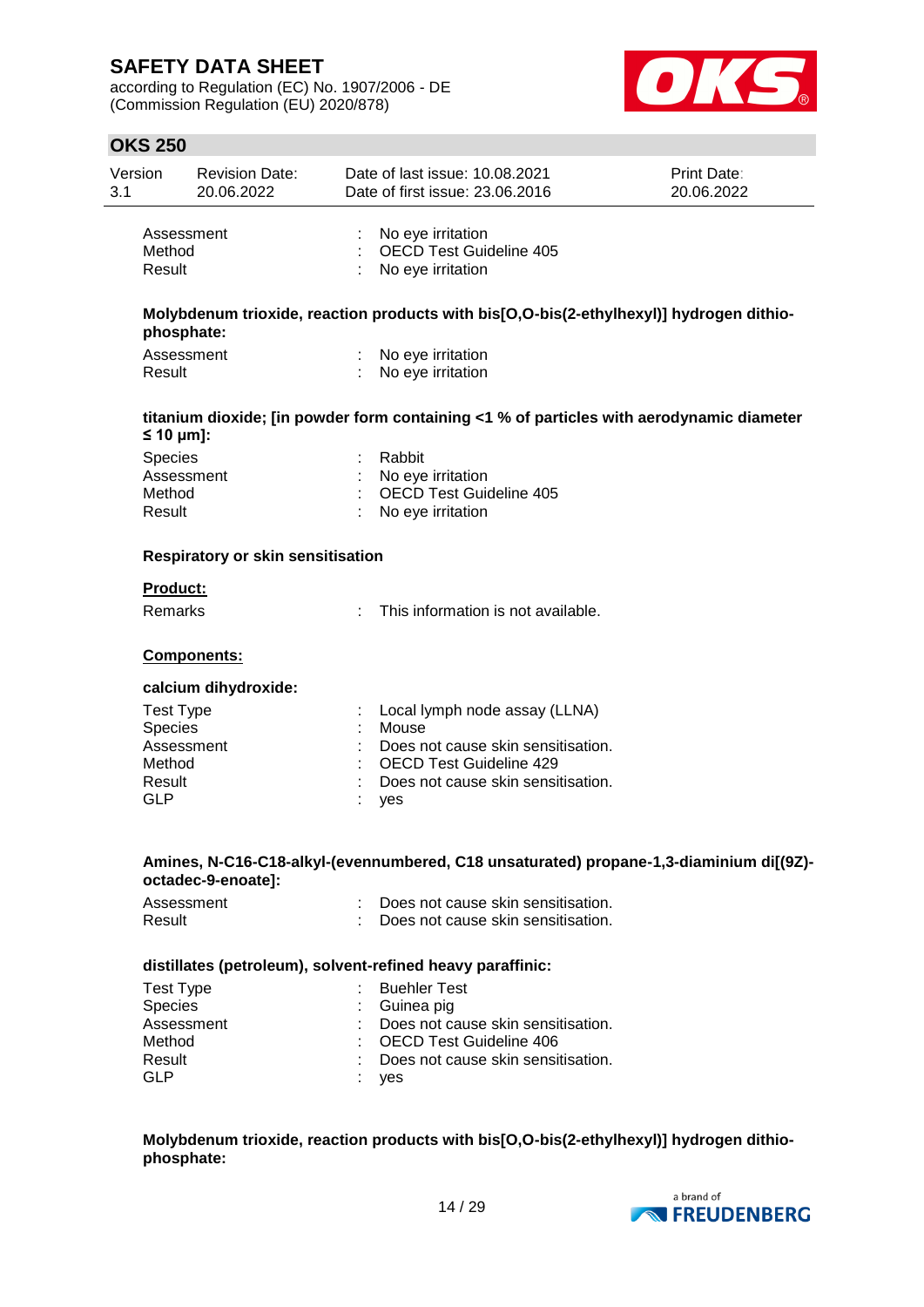| | | |
|---|---|---|
| Assessment | : | No eye irritation |
| Method | : | OECD Test Guideline 405 |
| Result | : | No eye irritation |

**Molybdenum trioxide, reaction products with bis[O,O-bis(2-ethylhexyl)] hydrogen dithio-phosphate:**

| | | |
|---|---|---|
| Assessment | : | No eye irritation |
| Result | : | No eye irritation |

**titanium dioxide; [in powder form containing <1 % of particles with aerodynamic diameter ≤ 10 μm]:**

| | | |
|---|---|---|
| Species | : | Rabbit |
| Assessment | : | No eye irritation |
| Method | : | OECD Test Guideline 405 |
| Result | : | No eye irritation |

**Respiratory or skin sensitisation**

**Product:**

| | | |
|---|---|---|
| Remarks | : | This information is not available. |

**Components:**

**calcium dihydroxide:**

| | | |
|---|---|---|
| Test Type | : | Local lymph node assay (LLNA) |
| Species | : | Mouse |
| Assessment | : | Does not cause skin sensitisation. |
| Method | : | OECD Test Guideline 429 |
| Result | : | Does not cause skin sensitisation. |
| GLP | : | yes |

**Amines, N-C16-C18-alkyl-(evennumbered, C18 unsaturated) propane-1,3-diaminium di[(9Z)-octadec-9-enoate]:**

| | | |
|---|---|---|
| Assessment | : | Does not cause skin sensitisation. |
| Result | : | Does not cause skin sensitisation. |

**distillates (petroleum), solvent-refined heavy paraffinic:**

| | | |
|---|---|---|
| Test Type | : | Buehler Test |
| Species | : | Guinea pig |
| Assessment | : | Does not cause skin sensitisation. |
| Method | : | OECD Test Guideline 406 |
| Result | : | Does not cause skin sensitisation. |
| GLP | : | yes |

**Molybdenum trioxide, reaction products with bis[O,O-bis(2-ethylhexyl)] hydrogen dithio-phosphate:**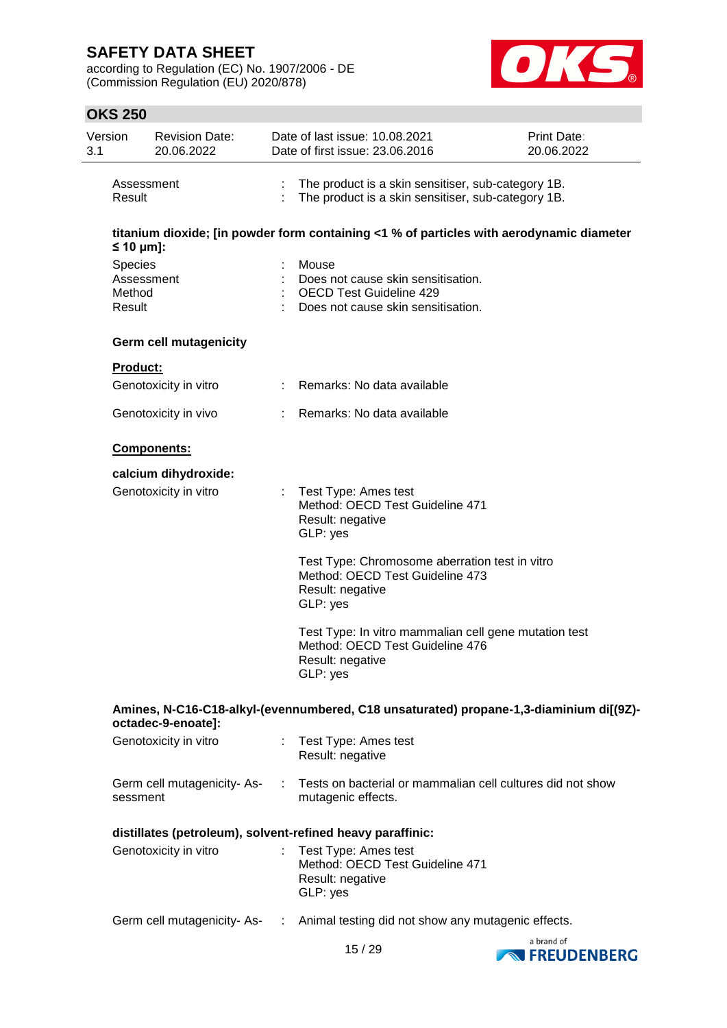Assessment : The product is a skin sensitiser, sub-category 1B.
Result : The product is a skin sensitiser, sub-category 1B.

**titanium dioxide; [in powder form containing <1 % of particles with aerodynamic diameter ≤ 10 μm]:**

Species : Mouse
Assessment : Does not cause skin sensitisation.
Method : OECD Test Guideline 429
Result : Does not cause skin sensitisation.

**Germ cell mutagenicity**

**Product:**

Genotoxicity in vitro : Remarks: No data available

Genotoxicity in vivo : Remarks: No data available

**Components:**

**calcium dihydroxide:**

Genotoxicity in vitro : Test Type: Ames test
Method: OECD Test Guideline 471
Result: negative
GLP: yes

Test Type: Chromosome aberration test in vitro
Method: OECD Test Guideline 473
Result: negative
GLP: yes

Test Type: In vitro mammalian cell gene mutation test
Method: OECD Test Guideline 476
Result: negative
GLP: yes

**Amines, N-C16-C18-alkyl-(evennumbered, C18 unsaturated) propane-1,3-diaminium di[(9Z)-octadec-9-enoate]:**

Genotoxicity in vitro : Test Type: Ames test
Result: negative

Germ cell mutagenicity- Assessment : Tests on bacterial or mammalian cell cultures did not show mutagenic effects.

**distillates (petroleum), solvent-refined heavy paraffinic:**

Genotoxicity in vitro : Test Type: Ames test
Method: OECD Test Guideline 471
Result: negative
GLP: yes

Germ cell mutagenicity- As- : Animal testing did not show any mutagenic effects.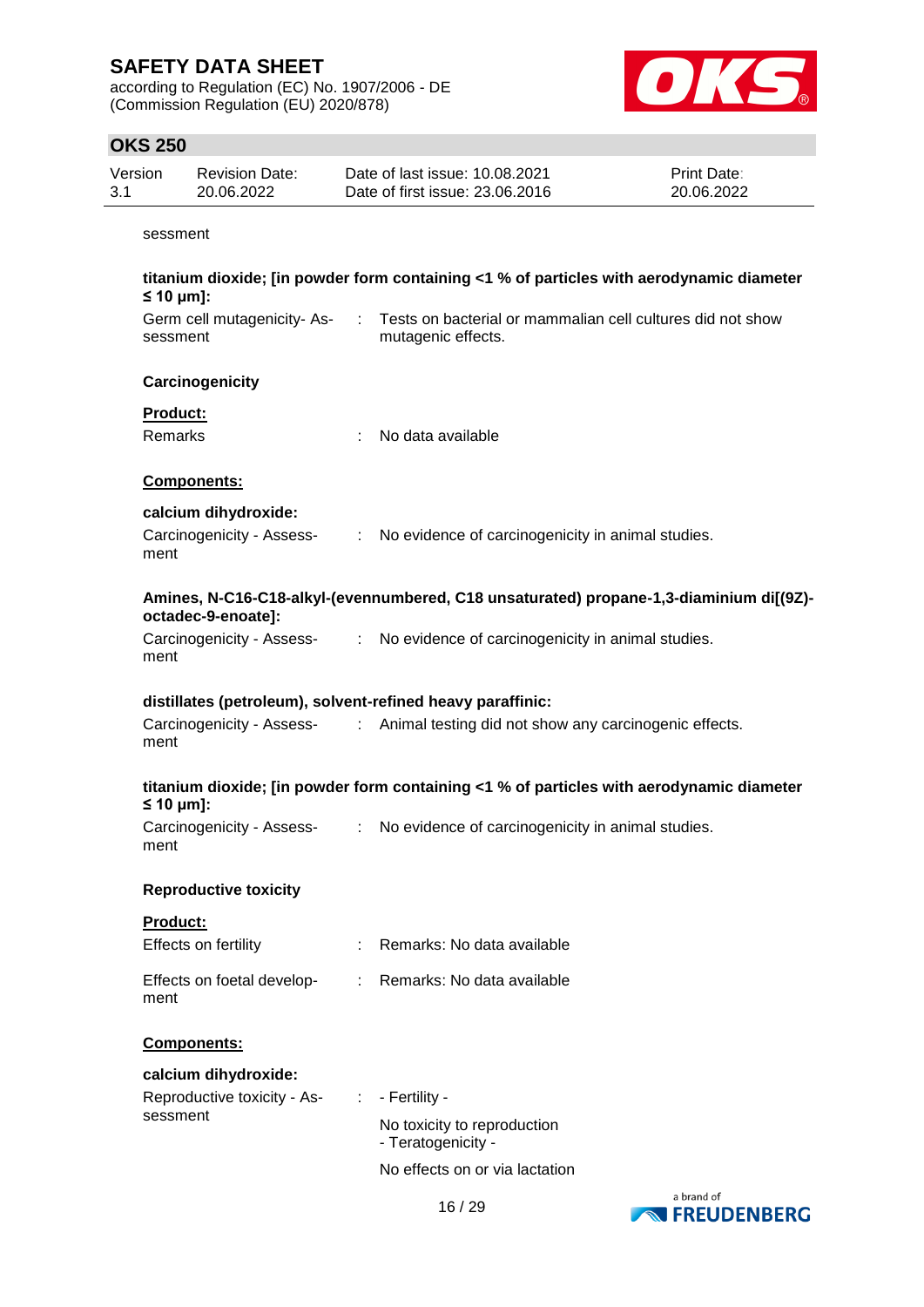sessment

**titanium dioxide; [in powder form containing <1 % of particles with aerodynamic diameter ≤ 10 μm]:**

Germ cell mutagenicity- Assessment : Tests on bacterial or mammalian cell cultures did not show mutagenic effects.

**Carcinogenicity**

**Product:**

Remarks : No data available

**Components:**

**calcium dihydroxide:**

Carcinogenicity - Assessment : No evidence of carcinogenicity in animal studies.

**Amines, N-C16-C18-alkyl-(evennumbered, C18 unsaturated) propane-1,3-diaminium di[(9Z)-octadec-9-enoate]:**

Carcinogenicity - Assessment : No evidence of carcinogenicity in animal studies.

**distillates (petroleum), solvent-refined heavy paraffinic:**

Carcinogenicity - Assessment : Animal testing did not show any carcinogenic effects.

**titanium dioxide; [in powder form containing <1 % of particles with aerodynamic diameter ≤ 10 μm]:**

Carcinogenicity - Assessment : No evidence of carcinogenicity in animal studies.

**Reproductive toxicity**

**Product:**

Effects on fertility : Remarks: No data available

Effects on foetal development : Remarks: No data available

**Components:**

**calcium dihydroxide:**

Reproductive toxicity - Assessment : - Fertility -
No toxicity to reproduction
- Teratogenicity -
No effects on or via lactation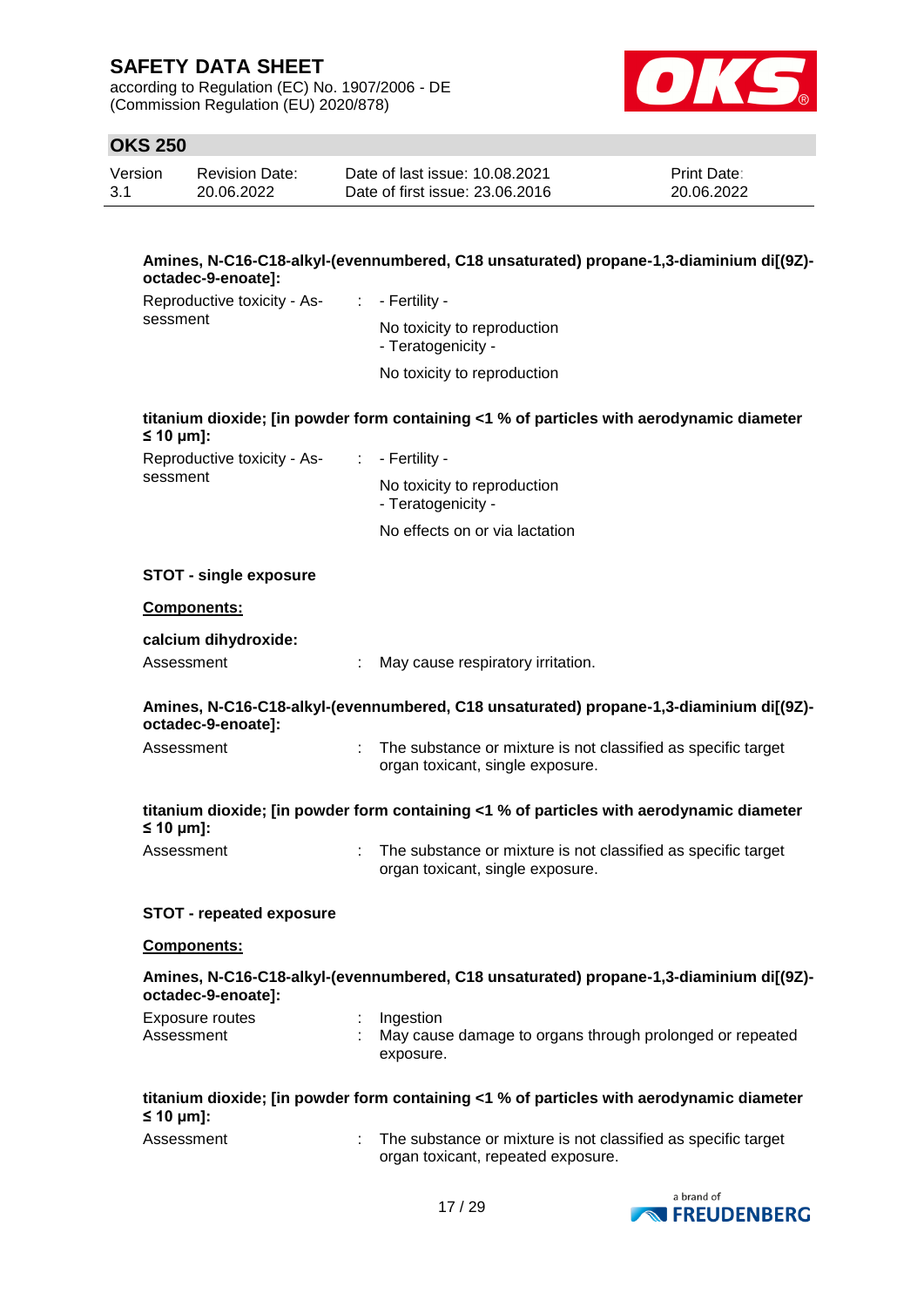**Amines, N-C16-C18-alkyl-(evennumbered, C18 unsaturated) propane-1,3-diaminium di[(9Z)-octadec-9-enoate]:**

Reproductive toxicity - Assessment : - Fertility -

No toxicity to reproduction

- Teratogenicity -

No toxicity to reproduction

**titanium dioxide; [in powder form containing <1 % of particles with aerodynamic diameter ≤ 10 μm]:**

Reproductive toxicity - Assessment : - Fertility -

No toxicity to reproduction

- Teratogenicity -

No effects on or via lactation

**STOT - single exposure**

**Components:**

**calcium dihydroxide:**

Assessment : May cause respiratory irritation.

**Amines, N-C16-C18-alkyl-(evennumbered, C18 unsaturated) propane-1,3-diaminium di[(9Z)-octadec-9-enoate]:**

Assessment : The substance or mixture is not classified as specific target organ toxicant, single exposure.

**titanium dioxide; [in powder form containing <1 % of particles with aerodynamic diameter ≤ 10 μm]:**

Assessment : The substance or mixture is not classified as specific target organ toxicant, single exposure.

**STOT - repeated exposure**

**Components:**

**Amines, N-C16-C18-alkyl-(evennumbered, C18 unsaturated) propane-1,3-diaminium di[(9Z)-octadec-9-enoate]:**

Exposure routes : Ingestion

Assessment : May cause damage to organs through prolonged or repeated exposure.

**titanium dioxide; [in powder form containing <1 % of particles with aerodynamic diameter ≤ 10 μm]:**

Assessment : The substance or mixture is not classified as specific target organ toxicant, repeated exposure.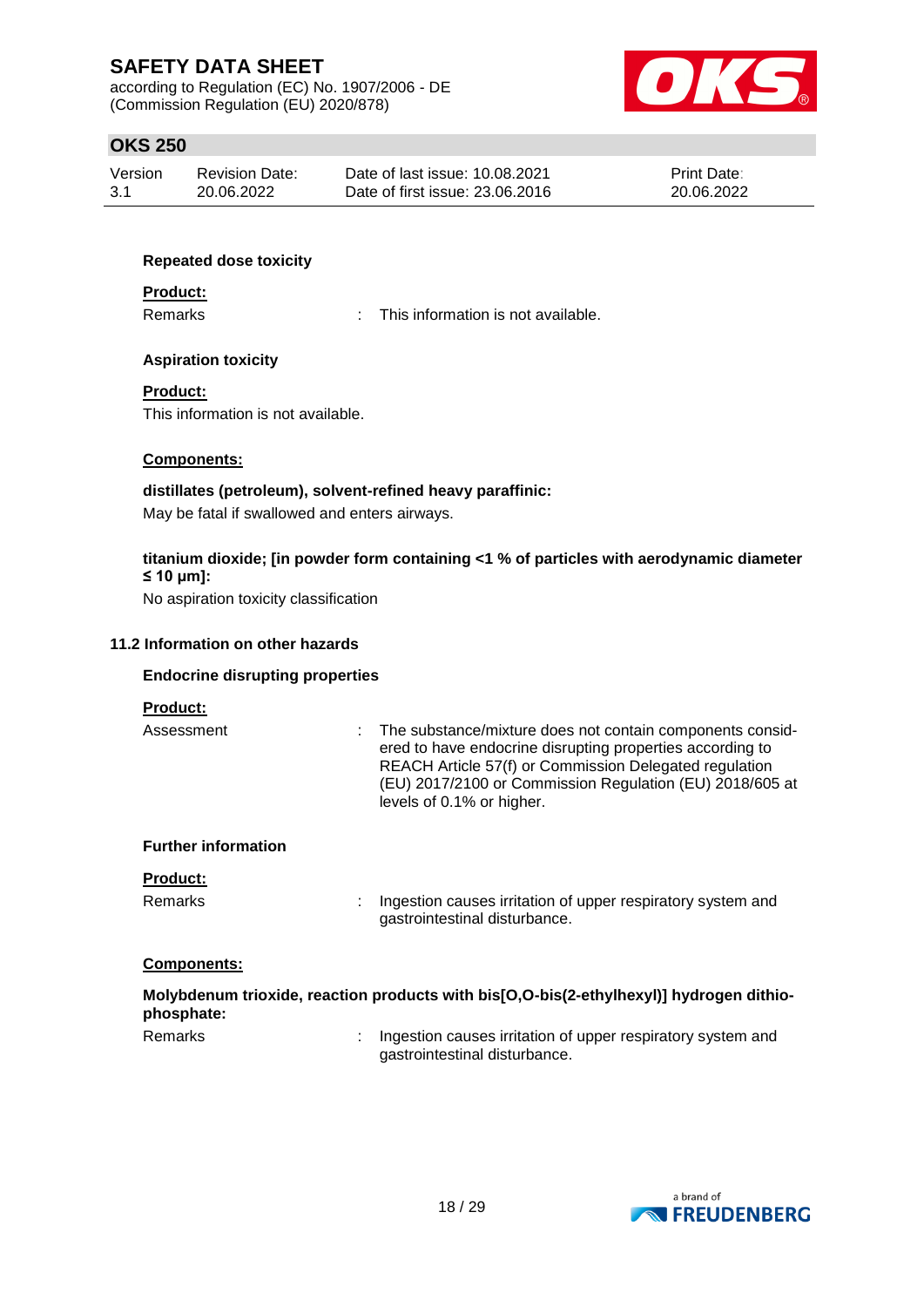### Repeated dose toxicity

**Product:**

Remarks : This information is not available.

### Aspiration toxicity

**Product:**

This information is not available.

**Components:**

**distillates (petroleum), solvent-refined heavy paraffinic:**

May be fatal if swallowed and enters airways.

**titanium dioxide; [in powder form containing <1 % of particles with aerodynamic diameter ≤ 10 μm]:**

No aspiration toxicity classification

## 11.2 Information on other hazards

### Endocrine disrupting properties

**Product:**

Assessment : The substance/mixture does not contain components considered to have endocrine disrupting properties according to REACH Article 57(f) or Commission Delegated regulation (EU) 2017/2100 or Commission Regulation (EU) 2018/605 at levels of 0.1% or higher.

### Further information

**Product:**

Remarks : Ingestion causes irritation of upper respiratory system and gastrointestinal disturbance.

**Components:**

**Molybdenum trioxide, reaction products with bis[O,O-bis(2-ethylhexyl)] hydrogen dithiophosphate:**

Remarks : Ingestion causes irritation of upper respiratory system and gastrointestinal disturbance.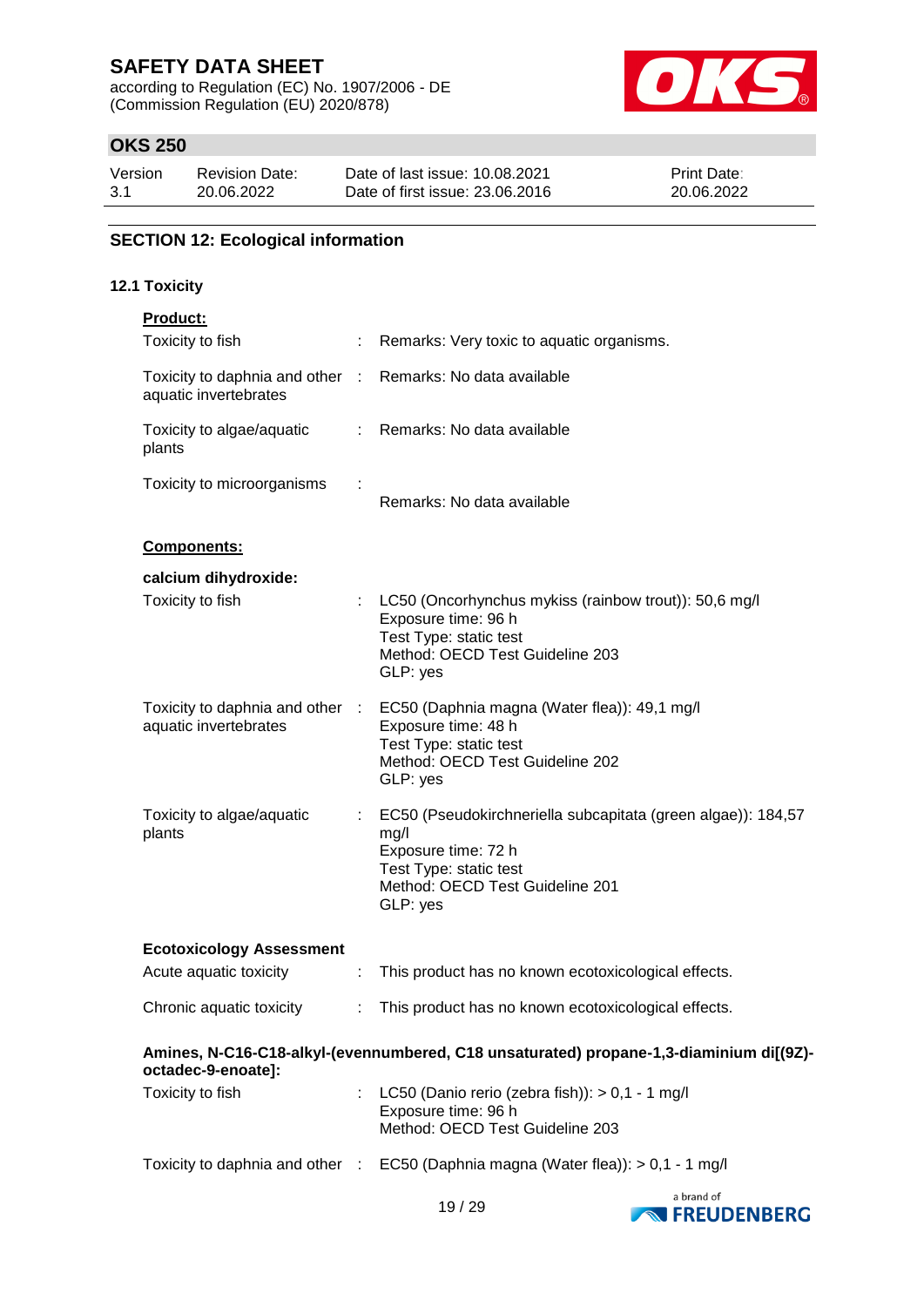## SECTION 12: Ecological information

### 12.1 Toxicity

**Product:**

| | | |
|---|---|---|
| Toxicity to fish | : | Remarks: Very toxic to aquatic organisms. |
| Toxicity to daphnia and other aquatic invertebrates | : | Remarks: No data available |
| Toxicity to algae/aquatic plants | : | Remarks: No data available |
| Toxicity to microorganisms | : | Remarks: No data available |

**Components:**

**calcium dihydroxide:**

| | | |
|---|---|---|
| Toxicity to fish | : | LC50 (Oncorhynchus mykiss (rainbow trout)): 50,6 mg/l<br>Exposure time: 96 h<br>Test Type: static test<br>Method: OECD Test Guideline 203<br>GLP: yes |
| Toxicity to daphnia and other aquatic invertebrates | : | EC50 (Daphnia magna (Water flea)): 49,1 mg/l<br>Exposure time: 48 h<br>Test Type: static test<br>Method: OECD Test Guideline 202<br>GLP: yes |
| Toxicity to algae/aquatic plants | : | EC50 (Pseudokirchneriella subcapitata (green algae)): 184,57 mg/l<br>Exposure time: 72 h<br>Test Type: static test<br>Method: OECD Test Guideline 201<br>GLP: yes |

**Ecotoxicology Assessment**

| | | |
|---|---|---|
| Acute aquatic toxicity | : | This product has no known ecotoxicological effects. |
| Chronic aquatic toxicity | : | This product has no known ecotoxicological effects. |

**Amines, N-C16-C18-alkyl-(evennumbered, C18 unsaturated) propane-1,3-diaminium di[(9Z)-octadec-9-enoate]:**

| | | |
|---|---|---|
| Toxicity to fish | : | LC50 (Danio rerio (zebra fish)): > 0,1 - 1 mg/l<br>Exposure time: 96 h<br>Method: OECD Test Guideline 203 |
| Toxicity to daphnia and other | : | EC50 (Daphnia magna (Water flea)): > 0,1 - 1 mg/l |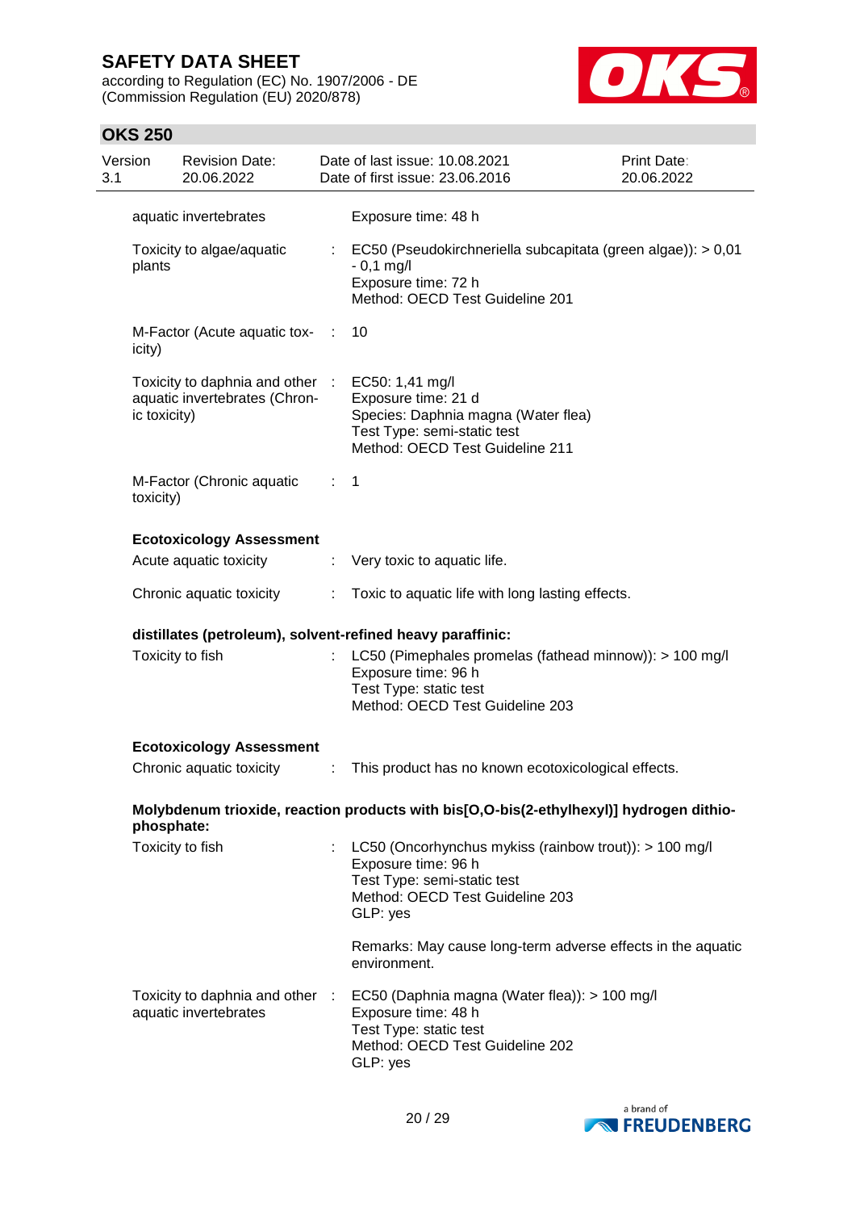| | | |
|---|---|---|
| aquatic invertebrates | | Exposure time: 48 h |
| Toxicity to algae/aquatic plants | : | EC50 (Pseudokirchneriella subcapitata (green algae)): > 0,01 - 0,1 mg/l<br>Exposure time: 72 h<br>Method: OECD Test Guideline 201 |
| M-Factor (Acute aquatic toxicity) | : | 10 |
| Toxicity to daphnia and other aquatic invertebrates (Chronic toxicity) | : | EC50: 1,41 mg/l<br>Exposure time: 21 d<br>Species: Daphnia magna (Water flea)<br>Test Type: semi-static test<br>Method: OECD Test Guideline 211 |
| M-Factor (Chronic aquatic toxicity) | : | 1 |

**Ecotoxicology Assessment**

| | | |
|---|---|---|
| Acute aquatic toxicity | : | Very toxic to aquatic life. |
| Chronic aquatic toxicity | : | Toxic to aquatic life with long lasting effects. |

**distillates (petroleum), solvent-refined heavy paraffinic:**

| | | |
|---|---|---|
| Toxicity to fish | : | LC50 (Pimephales promelas (fathead minnow)): > 100 mg/l<br>Exposure time: 96 h<br>Test Type: static test<br>Method: OECD Test Guideline 203 |

**Ecotoxicology Assessment**

| | | |
|---|---|---|
| Chronic aquatic toxicity | : | This product has no known ecotoxicological effects. |

**Molybdenum trioxide, reaction products with bis[O,O-bis(2-ethylhexyl)] hydrogen dithiophosphate:**

| | | |
|---|---|---|
| Toxicity to fish | : | LC50 (Oncorhynchus mykiss (rainbow trout)): > 100 mg/l<br>Exposure time: 96 h<br>Test Type: semi-static test<br>Method: OECD Test Guideline 203<br>GLP: yes<br><br>Remarks: May cause long-term adverse effects in the aquatic environment. |
| Toxicity to daphnia and other aquatic invertebrates | : | EC50 (Daphnia magna (Water flea)): > 100 mg/l<br>Exposure time: 48 h<br>Test Type: static test<br>Method: OECD Test Guideline 202<br>GLP: yes |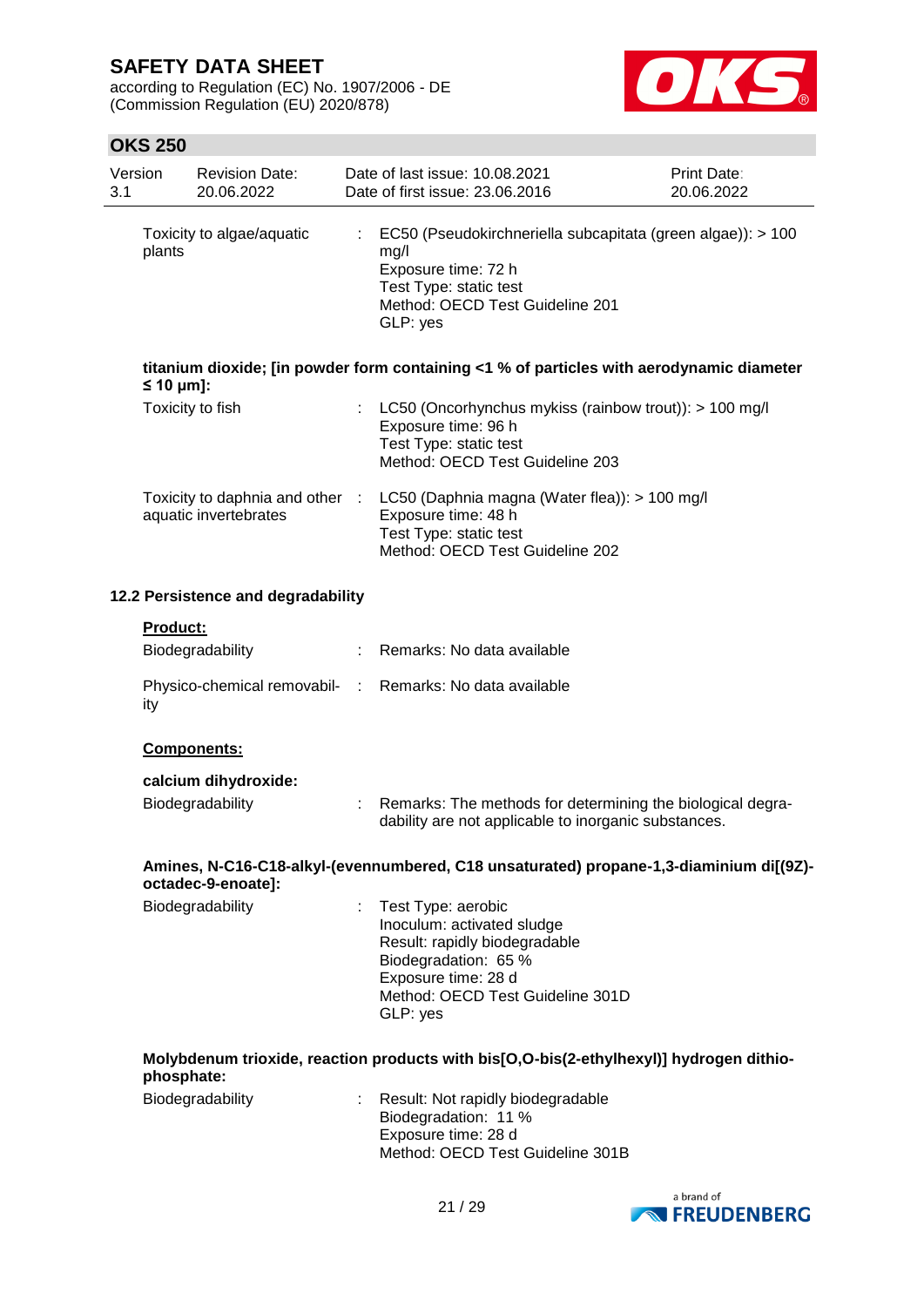| | | |
|---|---|---|
| Toxicity to algae/aquatic plants | : | EC50 (Pseudokirchneriella subcapitata (green algae)): > 100 mg/l<br>Exposure time: 72 h<br>Test Type: static test<br>Method: OECD Test Guideline 201<br>GLP: yes |

**titanium dioxide; [in powder form containing <1 % of particles with aerodynamic diameter ≤ 10 μm]:**

| | | |
|---|---|---|
| Toxicity to fish | : | LC50 (Oncorhynchus mykiss (rainbow trout)): > 100 mg/l<br>Exposure time: 96 h<br>Test Type: static test<br>Method: OECD Test Guideline 203 |
| Toxicity to daphnia and other aquatic invertebrates | : | LC50 (Daphnia magna (Water flea)): > 100 mg/l<br>Exposure time: 48 h<br>Test Type: static test<br>Method: OECD Test Guideline 202 |

### 12.2 Persistence and degradability

**Product:**

| | | |
|---|---|---|
| Biodegradability | : | Remarks: No data available |
| Physico-chemical removability | : | Remarks: No data available |

**Components:**

**calcium dihydroxide:**

| | | |
|---|---|---|
| Biodegradability | : | Remarks: The methods for determining the biological degradability are not applicable to inorganic substances. |

**Amines, N-C16-C18-alkyl-(evennumbered, C18 unsaturated) propane-1,3-diaminium di[(9Z)-octadec-9-enoate]:**

| | | |
|---|---|---|
| Biodegradability | : | Test Type: aerobic<br>Inoculum: activated sludge<br>Result: rapidly biodegradable<br>Biodegradation: 65 %<br>Exposure time: 28 d<br>Method: OECD Test Guideline 301D<br>GLP: yes |

**Molybdenum trioxide, reaction products with bis[O,O-bis(2-ethylhexyl)] hydrogen dithiophosphate:**

| | | |
|---|---|---|
| Biodegradability | : | Result: Not rapidly biodegradable<br>Biodegradation: 11 %<br>Exposure time: 28 d<br>Method: OECD Test Guideline 301B |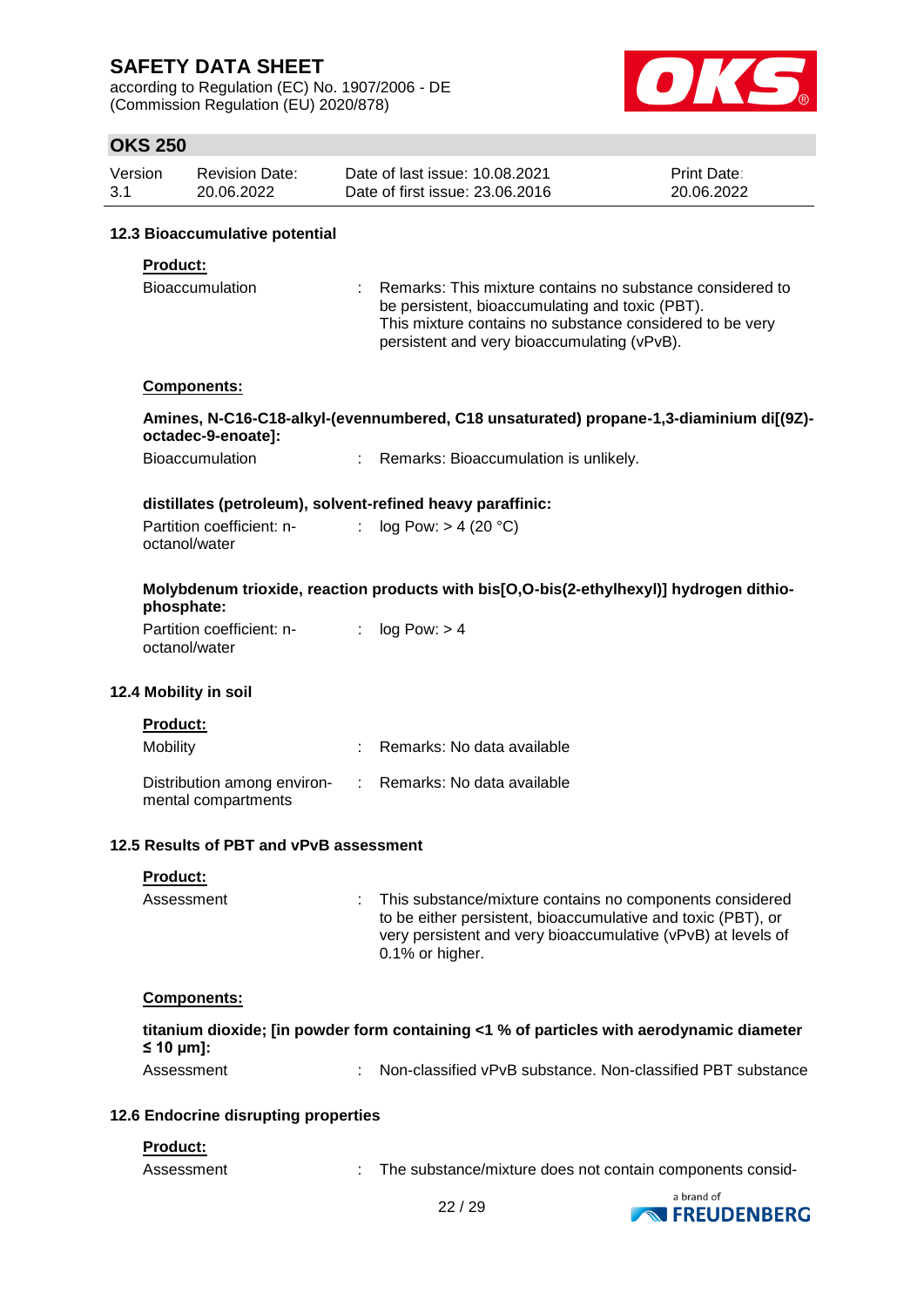### 12.3 Bioaccumulative potential

**Product:**

Bioaccumulation : Remarks: This mixture contains no substance considered to be persistent, bioaccumulating and toxic (PBT).
This mixture contains no substance considered to be very persistent and very bioaccumulating (vPvB).

**Components:**

**Amines, N-C16-C18-alkyl-(evennumbered, C18 unsaturated) propane-1,3-diaminium di[(9Z)-octadec-9-enoate]:**

Bioaccumulation : Remarks: Bioaccumulation is unlikely.

**distillates (petroleum), solvent-refined heavy paraffinic:**

Partition coefficient: n-octanol/water : log Pow: > 4 (20 °C)

**Molybdenum trioxide, reaction products with bis[O,O-bis(2-ethylhexyl)] hydrogen dithiophosphate:**

Partition coefficient: n-octanol/water : log Pow: > 4

### 12.4 Mobility in soil

**Product:**

Mobility : Remarks: No data available

Distribution among environmental compartments : Remarks: No data available

### 12.5 Results of PBT and vPvB assessment

**Product:**

Assessment : This substance/mixture contains no components considered to be either persistent, bioaccumulative and toxic (PBT), or very persistent and very bioaccumulative (vPvB) at levels of 0.1% or higher.

**Components:**

**titanium dioxide; [in powder form containing <1 % of particles with aerodynamic diameter ≤ 10 μm]:**

Assessment : Non-classified vPvB substance. Non-classified PBT substance

### 12.6 Endocrine disrupting properties

**Product:**

Assessment : The substance/mixture does not contain components consid-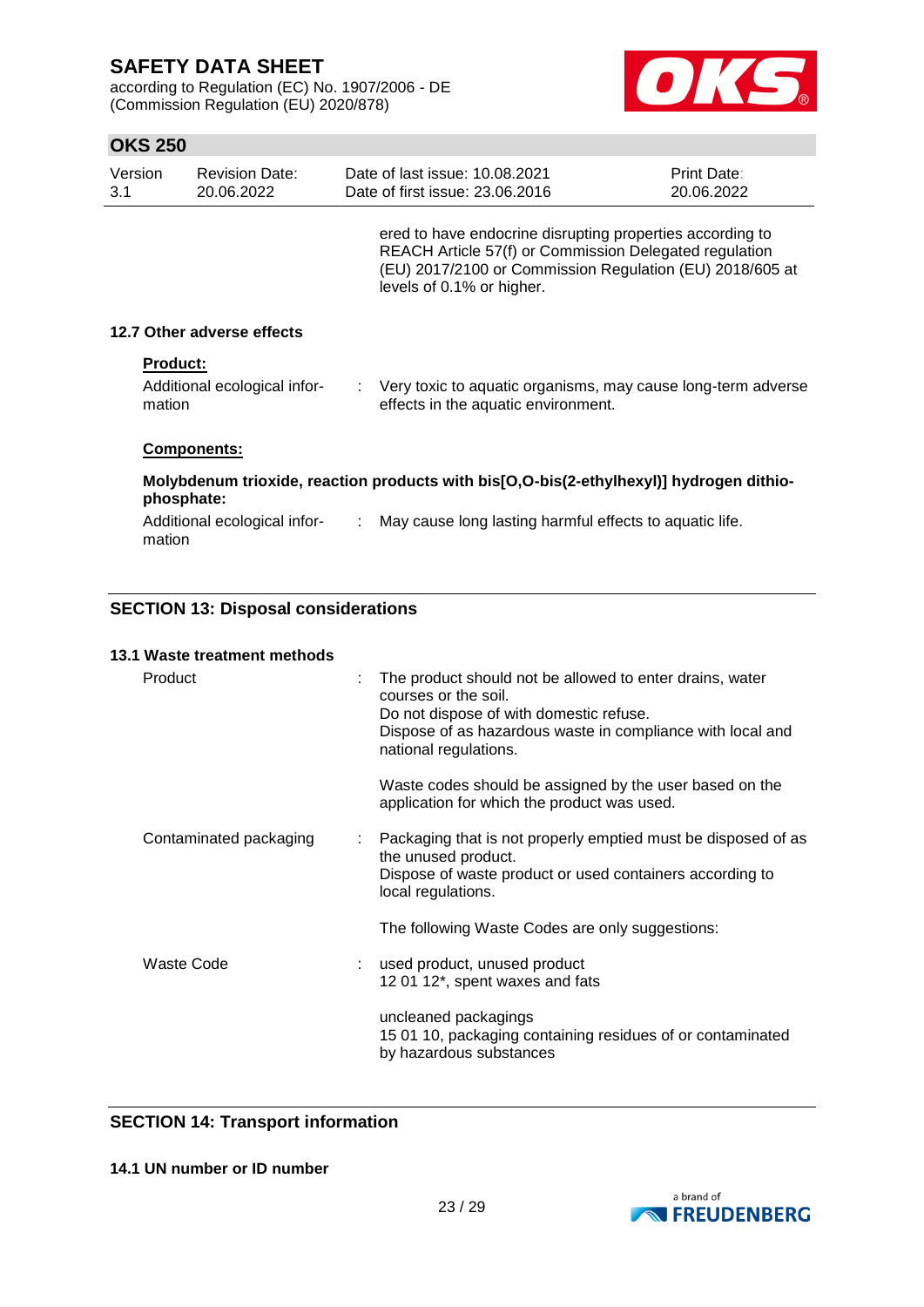ered to have endocrine disrupting properties according to REACH Article 57(f) or Commission Delegated regulation (EU) 2017/2100 or Commission Regulation (EU) 2018/605 at levels of 0.1% or higher.

### 12.7 Other adverse effects

**Product:**

Additional ecological information : Very toxic to aquatic organisms, may cause long-term adverse effects in the aquatic environment.

**Components:**

**Molybdenum trioxide, reaction products with bis[O,O-bis(2-ethylhexyl)] hydrogen dithiophosphate:**

Additional ecological information : May cause long lasting harmful effects to aquatic life.

## SECTION 13: Disposal considerations

### 13.1 Waste treatment methods

Product : The product should not be allowed to enter drains, water courses or the soil.
Do not dispose of with domestic refuse.
Dispose of as hazardous waste in compliance with local and national regulations.

Waste codes should be assigned by the user based on the application for which the product was used.

Contaminated packaging : Packaging that is not properly emptied must be disposed of as the unused product.
Dispose of waste product or used containers according to local regulations.

The following Waste Codes are only suggestions:

Waste Code : used product, unused product
12 01 12*, spent waxes and fats

uncleaned packagings
15 01 10, packaging containing residues of or contaminated by hazardous substances

## SECTION 14: Transport information

### 14.1 UN number or ID number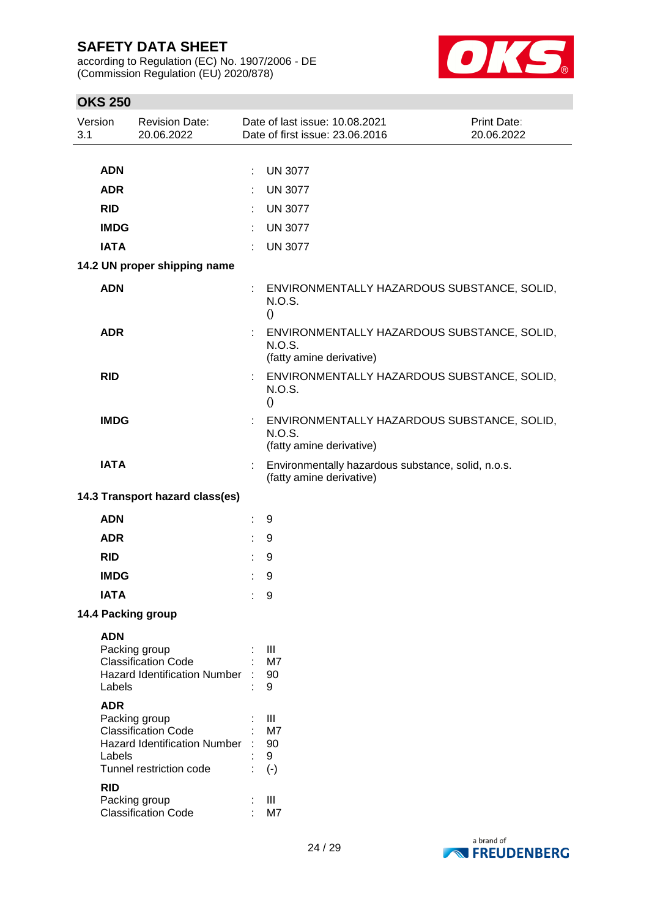| | | |
|---|---|---|
| **ADN** | : | UN 3077 |
| **ADR** | : | UN 3077 |
| **RID** | : | UN 3077 |
| **IMDG** | : | UN 3077 |
| **IATA** | : | UN 3077 |

### 14.2 UN proper shipping name

| | | |
|---|---|---|
| **ADN** | : | ENVIRONMENTALLY HAZARDOUS SUBSTANCE, SOLID, N.O.S. () |
| **ADR** | : | ENVIRONMENTALLY HAZARDOUS SUBSTANCE, SOLID, N.O.S. (fatty amine derivative) |
| **RID** | : | ENVIRONMENTALLY HAZARDOUS SUBSTANCE, SOLID, N.O.S. () |
| **IMDG** | : | ENVIRONMENTALLY HAZARDOUS SUBSTANCE, SOLID, N.O.S. (fatty amine derivative) |
| **IATA** | : | Environmentally hazardous substance, solid, n.o.s. (fatty amine derivative) |

### 14.3 Transport hazard class(es)

| | | |
|---|---|---|
| **ADN** | : | 9 |
| **ADR** | : | 9 |
| **RID** | : | 9 |
| **IMDG** | : | 9 |
| **IATA** | : | 9 |

### 14.4 Packing group

**ADN**

| | | |
|---|---|---|
| Packing group | : | III |
| Classification Code | : | M7 |
| Hazard Identification Number | : | 90 |
| Labels | : | 9 |

**ADR**

| | | |
|---|---|---|
| Packing group | : | III |
| Classification Code | : | M7 |
| Hazard Identification Number | : | 90 |
| Labels | : | 9 |
| Tunnel restriction code | : | (-) |

**RID**

| | | |
|---|---|---|
| Packing group | : | III |
| Classification Code | : | M7 |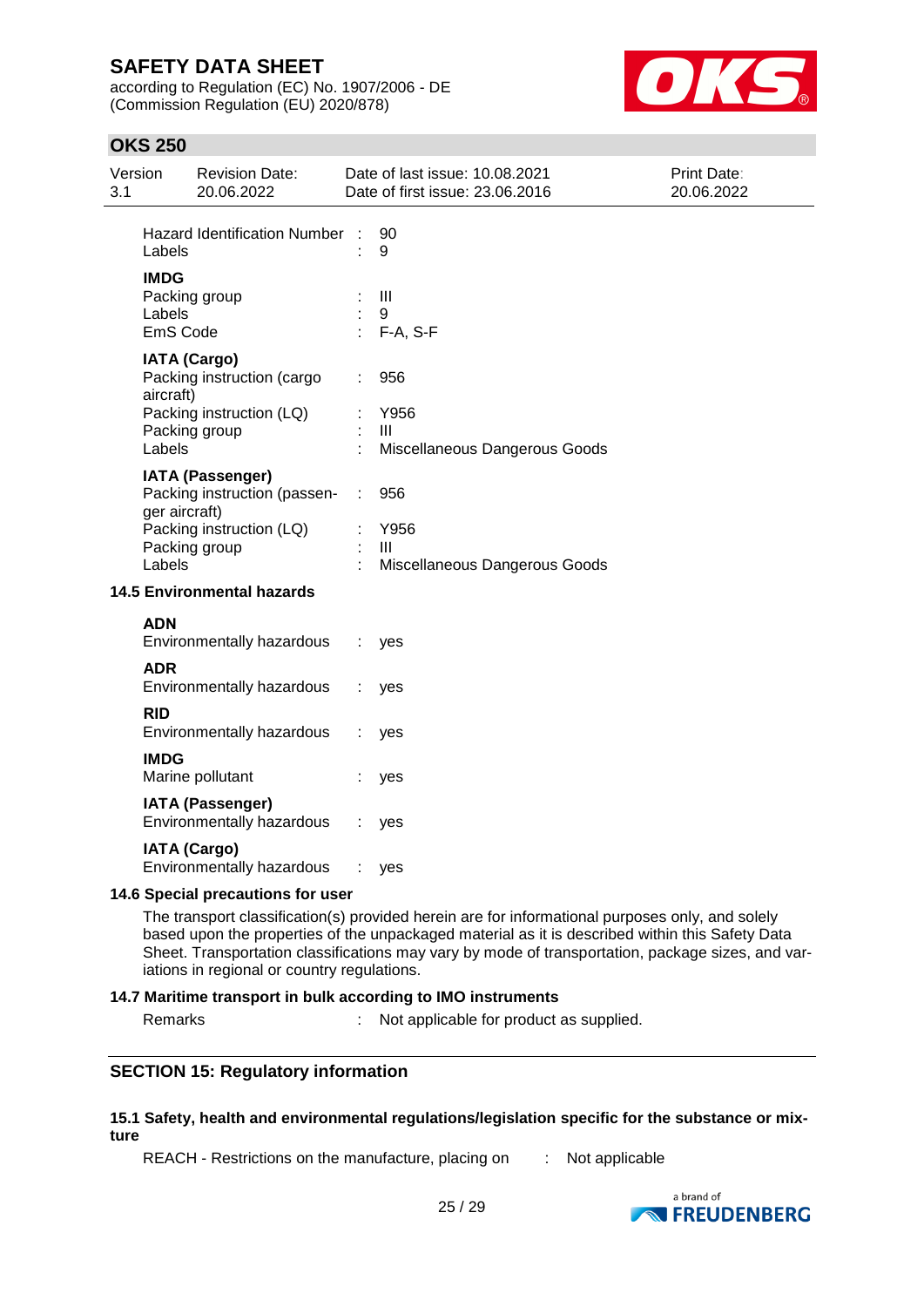| | | |
|---|---|---|
| Hazard Identification Number | : | 90 |
| Labels | : | 9 |

**IMDG**

| | | |
|---|---|---|
| Packing group | : | III |
| Labels | : | 9 |
| EmS Code | : | F-A, S-F |

**IATA (Cargo)**

| | | |
|---|---|---|
| Packing instruction (cargo aircraft) | : | 956 |
| Packing instruction (LQ) | : | Y956 |
| Packing group | : | III |
| Labels | : | Miscellaneous Dangerous Goods |

**IATA (Passenger)**

| | | |
|---|---|---|
| Packing instruction (passenger aircraft) | : | 956 |
| Packing instruction (LQ) | : | Y956 |
| Packing group | : | III |
| Labels | : | Miscellaneous Dangerous Goods |

### 14.5 Environmental hazards

**ADN**

Environmentally hazardous : yes

**ADR**

Environmentally hazardous : yes

**RID**

Environmentally hazardous : yes

**IMDG**

Marine pollutant : yes

**IATA (Passenger)**

Environmentally hazardous : yes

**IATA (Cargo)**

Environmentally hazardous : yes

### 14.6 Special precautions for user

The transport classification(s) provided herein are for informational purposes only, and solely based upon the properties of the unpackaged material as it is described within this Safety Data Sheet. Transportation classifications may vary by mode of transportation, package sizes, and variations in regional or country regulations.

### 14.7 Maritime transport in bulk according to IMO instruments

Remarks : Not applicable for product as supplied.

## SECTION 15: Regulatory information

### 15.1 Safety, health and environmental regulations/legislation specific for the substance or mixture

REACH - Restrictions on the manufacture, placing on : Not applicable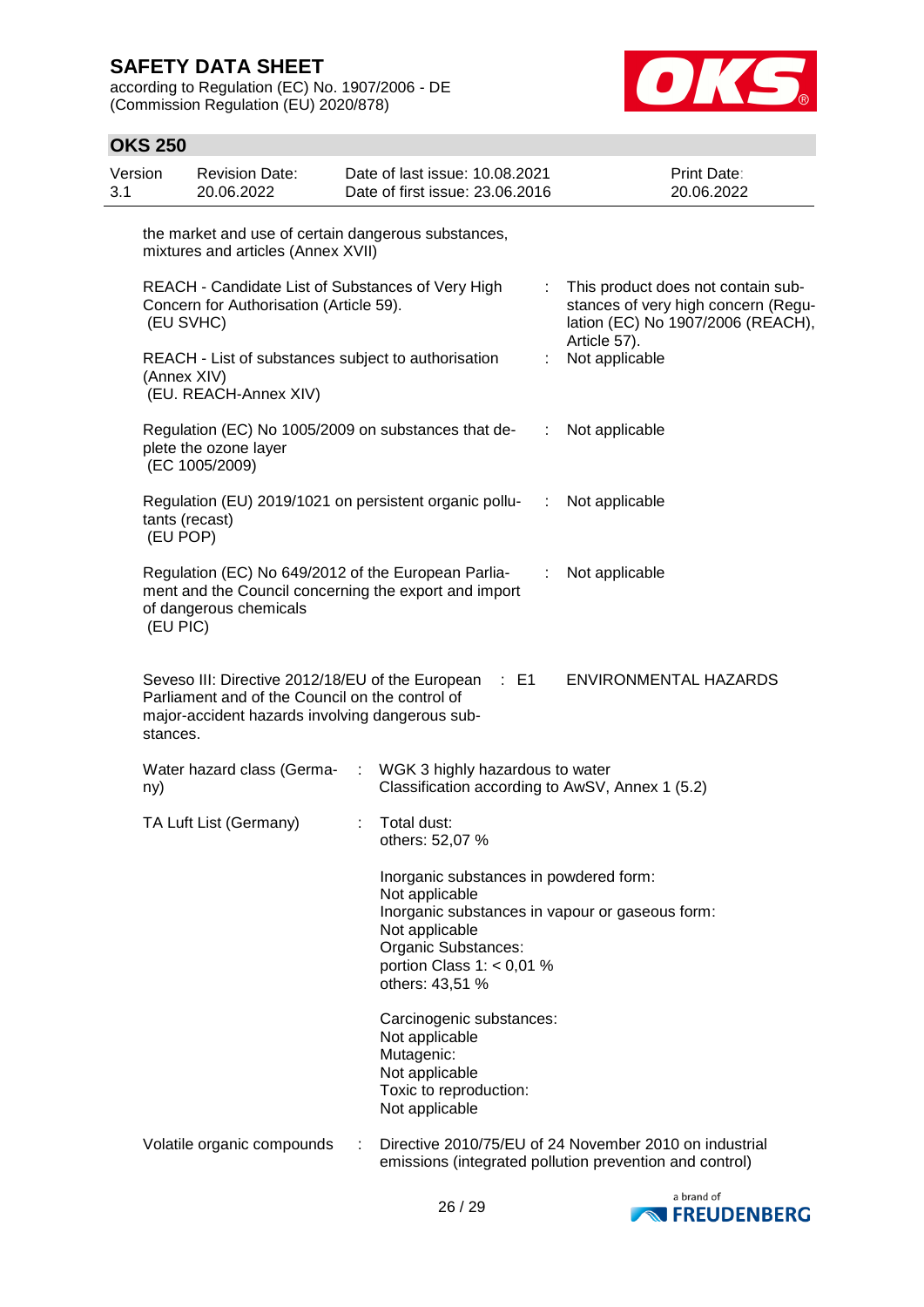the market and use of certain dangerous substances, mixtures and articles (Annex XVII)

| | | |
|---|---|---|
| REACH - Candidate List of Substances of Very High Concern for Authorisation (Article 59). (EU SVHC) | : | This product does not contain substances of very high concern (Regulation (EC) No 1907/2006 (REACH), Article 57). |
| REACH - List of substances subject to authorisation (Annex XIV) (EU. REACH-Annex XIV) | : | Not applicable |
| Regulation (EC) No 1005/2009 on substances that deplete the ozone layer (EC 1005/2009) | : | Not applicable |
| Regulation (EU) 2019/1021 on persistent organic pollutants (recast) (EU POP) | : | Not applicable |
| Regulation (EC) No 649/2012 of the European Parliament and the Council concerning the export and import of dangerous chemicals (EU PIC) | : | Not applicable |
| Seveso III: Directive 2012/18/EU of the European Parliament and of the Council on the control of major-accident hazards involving dangerous substances. | : E1 | ENVIRONMENTAL HAZARDS |

Water hazard class (Germany) : WGK 3 highly hazardous to water
Classification according to AwSV, Annex 1 (5.2)

TA Luft List (Germany) : Total dust:
others: 52,07 %

Inorganic substances in powdered form:
Not applicable
Inorganic substances in vapour or gaseous form:
Not applicable
Organic Substances:
portion Class 1: < 0,01 %
others: 43,51 %

Carcinogenic substances:
Not applicable
Mutagenic:
Not applicable
Toxic to reproduction:
Not applicable

Volatile organic compounds : Directive 2010/75/EU of 24 November 2010 on industrial emissions (integrated pollution prevention and control)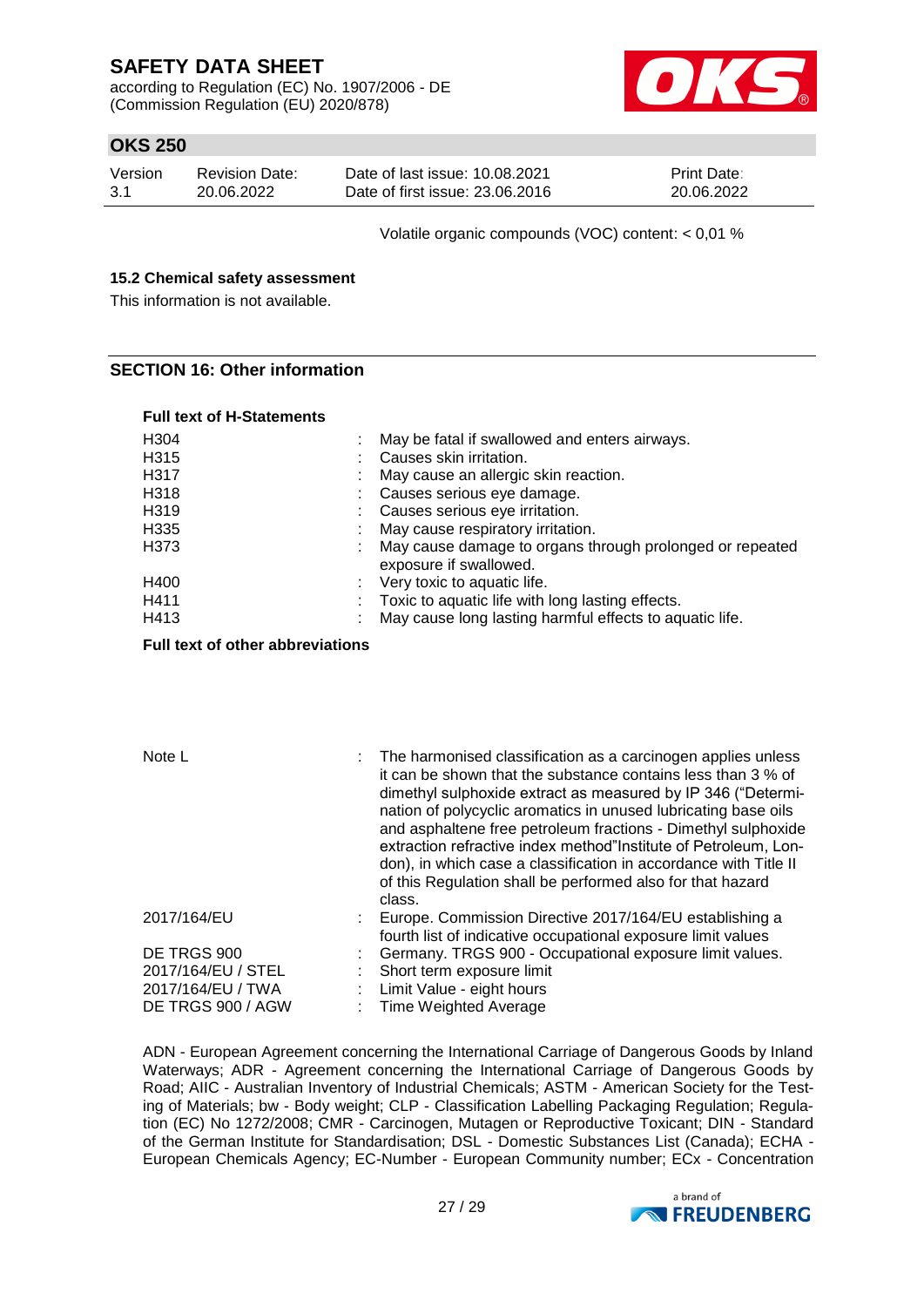Volatile organic compounds (VOC) content: < 0,01 %

### 15.2 Chemical safety assessment

This information is not available.

## SECTION 16: Other information

**Full text of H-Statements**

| | | |
|---|---|---|
| H304 | : | May be fatal if swallowed and enters airways. |
| H315 | : | Causes skin irritation. |
| H317 | : | May cause an allergic skin reaction. |
| H318 | : | Causes serious eye damage. |
| H319 | : | Causes serious eye irritation. |
| H335 | : | May cause respiratory irritation. |
| H373 | : | May cause damage to organs through prolonged or repeated exposure if swallowed. |
| H400 | : | Very toxic to aquatic life. |
| H411 | : | Toxic to aquatic life with long lasting effects. |
| H413 | : | May cause long lasting harmful effects to aquatic life. |

**Full text of other abbreviations**

| | | |
|---|---|---|
| Note L | : | The harmonised classification as a carcinogen applies unless it can be shown that the substance contains less than 3 % of dimethyl sulphoxide extract as measured by IP 346 ("Determination of polycyclic aromatics in unused lubricating base oils and asphaltene free petroleum fractions - Dimethyl sulphoxide extraction refractive index method"Institute of Petroleum, London), in which case a classification in accordance with Title II of this Regulation shall be performed also for that hazard class. |
| 2017/164/EU | : | Europe. Commission Directive 2017/164/EU establishing a fourth list of indicative occupational exposure limit values |
| DE TRGS 900 | : | Germany. TRGS 900 - Occupational exposure limit values. |
| 2017/164/EU / STEL | : | Short term exposure limit |
| 2017/164/EU / TWA | : | Limit Value - eight hours |
| DE TRGS 900 / AGW | : | Time Weighted Average |

ADN - European Agreement concerning the International Carriage of Dangerous Goods by Inland Waterways; ADR - Agreement concerning the International Carriage of Dangerous Goods by Road; AIIC - Australian Inventory of Industrial Chemicals; ASTM - American Society for the Testing of Materials; bw - Body weight; CLP - Classification Labelling Packaging Regulation; Regulation (EC) No 1272/2008; CMR - Carcinogen, Mutagen or Reproductive Toxicant; DIN - Standard of the German Institute for Standardisation; DSL - Domestic Substances List (Canada); ECHA - European Chemicals Agency; EC-Number - European Community number; ECx - Concentration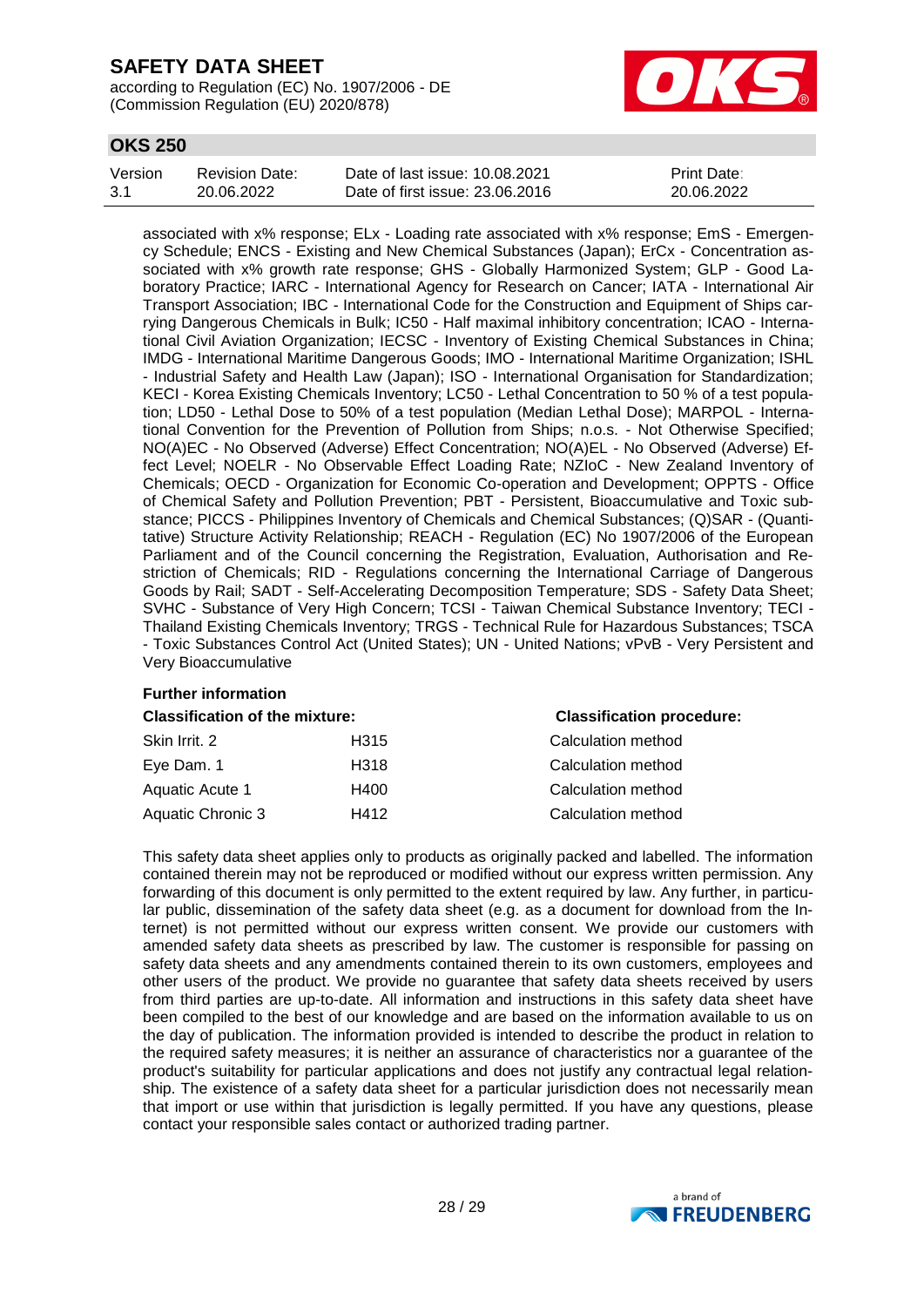associated with x% response; ELx - Loading rate associated with x% response; EmS - Emergency Schedule; ENCS - Existing and New Chemical Substances (Japan); ErCx - Concentration associated with x% growth rate response; GHS - Globally Harmonized System; GLP - Good Laboratory Practice; IARC - International Agency for Research on Cancer; IATA - International Air Transport Association; IBC - International Code for the Construction and Equipment of Ships carrying Dangerous Chemicals in Bulk; IC50 - Half maximal inhibitory concentration; ICAO - International Civil Aviation Organization; IECSC - Inventory of Existing Chemical Substances in China; IMDG - International Maritime Dangerous Goods; IMO - International Maritime Organization; ISHL - Industrial Safety and Health Law (Japan); ISO - International Organisation for Standardization; KECI - Korea Existing Chemicals Inventory; LC50 - Lethal Concentration to 50 % of a test population; LD50 - Lethal Dose to 50% of a test population (Median Lethal Dose); MARPOL - International Convention for the Prevention of Pollution from Ships; n.o.s. - Not Otherwise Specified; NO(A)EC - No Observed (Adverse) Effect Concentration; NO(A)EL - No Observed (Adverse) Effect Level; NOELR - No Observable Effect Loading Rate; NZIoC - New Zealand Inventory of Chemicals; OECD - Organization for Economic Co-operation and Development; OPPTS - Office of Chemical Safety and Pollution Prevention; PBT - Persistent, Bioaccumulative and Toxic substance; PICCS - Philippines Inventory of Chemicals and Chemical Substances; (Q)SAR - (Quantitative) Structure Activity Relationship; REACH - Regulation (EC) No 1907/2006 of the European Parliament and of the Council concerning the Registration, Evaluation, Authorisation and Restriction of Chemicals; RID - Regulations concerning the International Carriage of Dangerous Goods by Rail; SADT - Self-Accelerating Decomposition Temperature; SDS - Safety Data Sheet; SVHC - Substance of Very High Concern; TCSI - Taiwan Chemical Substance Inventory; TECI - Thailand Existing Chemicals Inventory; TRGS - Technical Rule for Hazardous Substances; TSCA - Toxic Substances Control Act (United States); UN - United Nations; vPvB - Very Persistent and Very Bioaccumulative

**Further information**

| Classification of the mixture: | | Classification procedure: |
|---|---|---|
| Skin Irrit. 2 | H315 | Calculation method |
| Eye Dam. 1 | H318 | Calculation method |
| Aquatic Acute 1 | H400 | Calculation method |
| Aquatic Chronic 3 | H412 | Calculation method |

This safety data sheet applies only to products as originally packed and labelled. The information contained therein may not be reproduced or modified without our express written permission. Any forwarding of this document is only permitted to the extent required by law. Any further, in particular public, dissemination of the safety data sheet (e.g. as a document for download from the Internet) is not permitted without our express written consent. We provide our customers with amended safety data sheets as prescribed by law. The customer is responsible for passing on safety data sheets and any amendments contained therein to its own customers, employees and other users of the product. We provide no guarantee that safety data sheets received by users from third parties are up-to-date. All information and instructions in this safety data sheet have been compiled to the best of our knowledge and are based on the information available to us on the day of publication. The information provided is intended to describe the product in relation to the required safety measures; it is neither an assurance of characteristics nor a guarantee of the product's suitability for particular applications and does not justify any contractual legal relationship. The existence of a safety data sheet for a particular jurisdiction does not necessarily mean that import or use within that jurisdiction is legally permitted. If you have any questions, please contact your responsible sales contact or authorized trading partner.